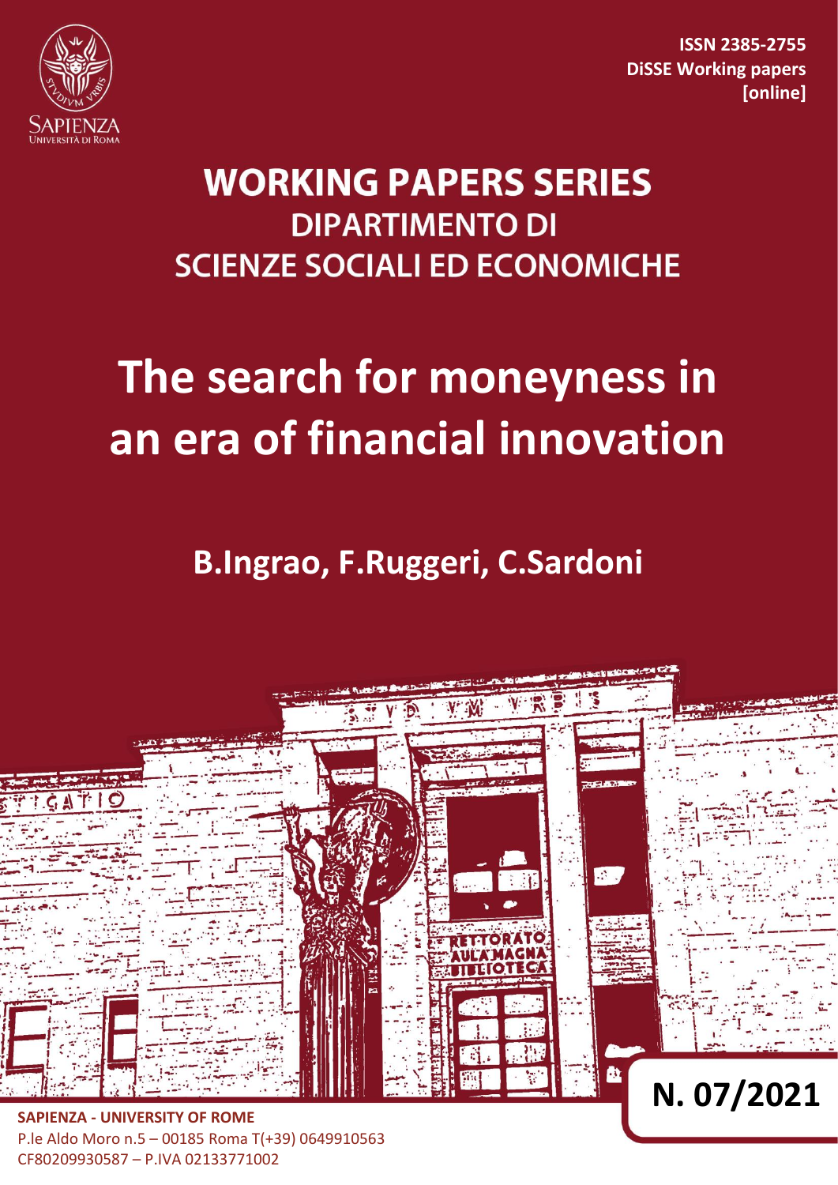ISSN 2385-2755
DiSSE Working papers
[online]

# WORKING PAPERS SERIES
## DIPARTIMENTO DI SCIENZE SOCIALI ED ECONOMICHE

# The search for moneyness in an era of financial innovation

**B.Ingrao, F.Ruggeri, C.Sardoni**

**N. 07/2021**

**SAPIENZA - UNIVERSITY OF ROME**
P.le Aldo Moro n.5 – 00185 Roma T(+39) 0649910563
CF80209930587 – P.IVA 02133771002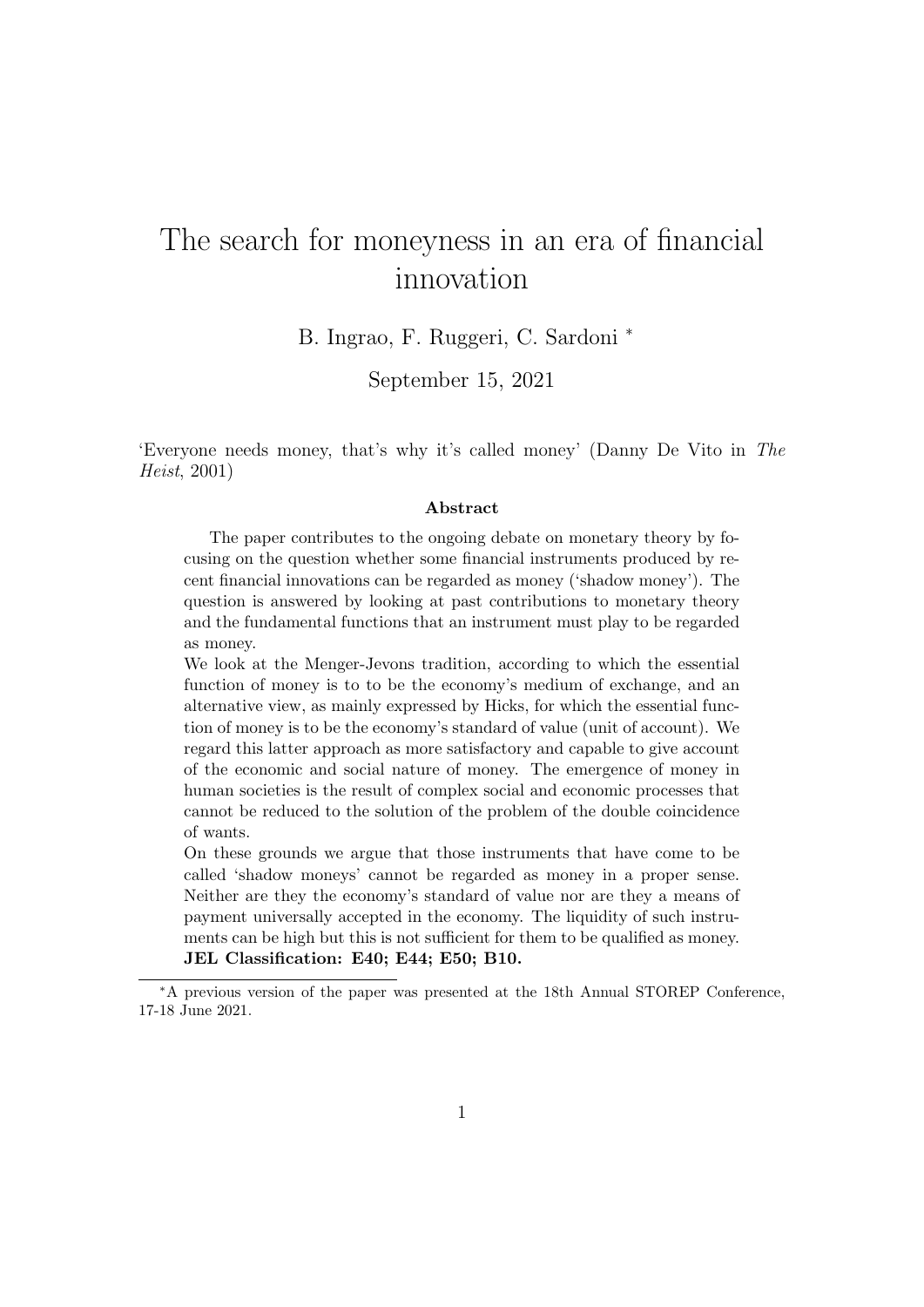# The search for moneyness in an era of financial innovation

B. Ingrao, F. Ruggeri, C. Sardoni [*]

September 15, 2021

'Everyone needs money, that's why it's called money' (Danny De Vito in *The Heist*, 2001)

**Abstract**

The paper contributes to the ongoing debate on monetary theory by focusing on the question whether some financial instruments produced by recent financial innovations can be regarded as money ('shadow money'). The question is answered by looking at past contributions to monetary theory and the fundamental functions that an instrument must play to be regarded as money.

We look at the Menger-Jevons tradition, according to which the essential function of money is to to be the economy's medium of exchange, and an alternative view, as mainly expressed by Hicks, for which the essential function of money is to be the economy's standard of value (unit of account). We regard this latter approach as more satisfactory and capable to give account of the economic and social nature of money. The emergence of money in human societies is the result of complex social and economic processes that cannot be reduced to the solution of the problem of the double coincidence of wants.

On these grounds we argue that those instruments that have come to be called 'shadow moneys' cannot be regarded as money in a proper sense. Neither are they the economy's standard of value nor are they a means of payment universally accepted in the economy. The liquidity of such instruments can be high but this is not sufficient for them to be qualified as money.

**JEL Classification: E40; E44; E50; B10.**

[*] A previous version of the paper was presented at the 18th Annual STOREP Conference, 17-18 June 2021.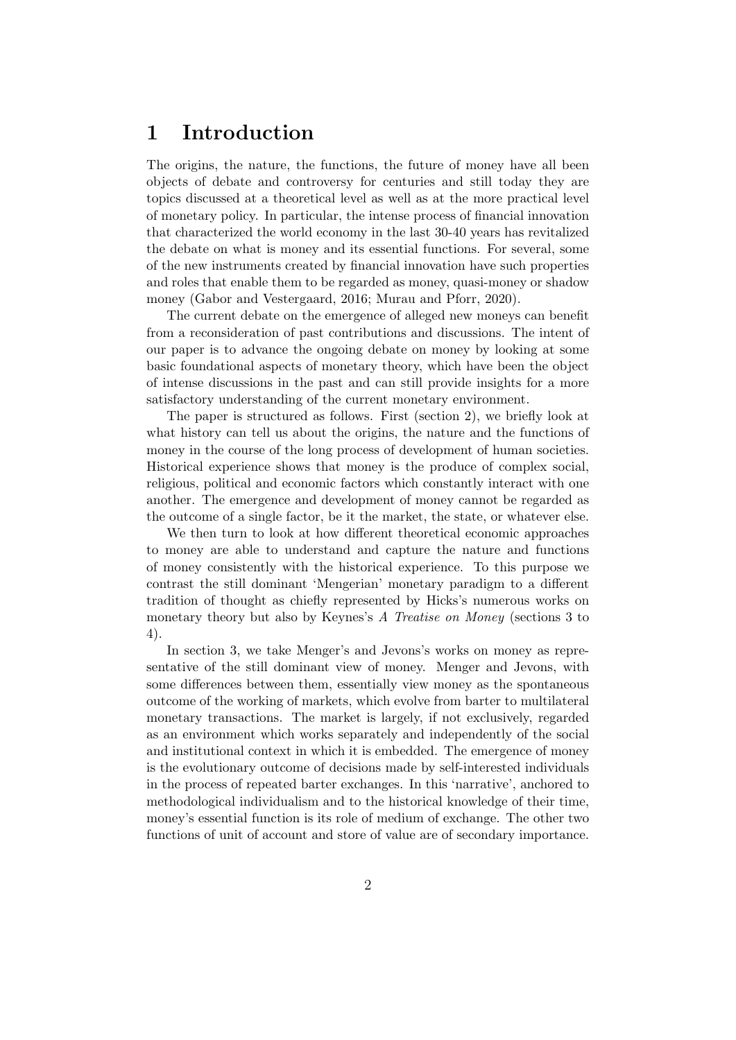# 1 Introduction

The origins, the nature, the functions, the future of money have all been objects of debate and controversy for centuries and still today they are topics discussed at a theoretical level as well as at the more practical level of monetary policy. In particular, the intense process of financial innovation that characterized the world economy in the last 30-40 years has revitalized the debate on what is money and its essential functions. For several, some of the new instruments created by financial innovation have such properties and roles that enable them to be regarded as money, quasi-money or shadow money (Gabor and Vestergaard, 2016; Murau and Pforr, 2020).

The current debate on the emergence of alleged new moneys can benefit from a reconsideration of past contributions and discussions. The intent of our paper is to advance the ongoing debate on money by looking at some basic foundational aspects of monetary theory, which have been the object of intense discussions in the past and can still provide insights for a more satisfactory understanding of the current monetary environment.

The paper is structured as follows. First (section 2), we briefly look at what history can tell us about the origins, the nature and the functions of money in the course of the long process of development of human societies. Historical experience shows that money is the produce of complex social, religious, political and economic factors which constantly interact with one another. The emergence and development of money cannot be regarded as the outcome of a single factor, be it the market, the state, or whatever else.

We then turn to look at how different theoretical economic approaches to money are able to understand and capture the nature and functions of money consistently with the historical experience. To this purpose we contrast the still dominant 'Mengerian' monetary paradigm to a different tradition of thought as chiefly represented by Hicks's numerous works on monetary theory but also by Keynes's *A Treatise on Money* (sections 3 to 4).

In section 3, we take Menger's and Jevons's works on money as representative of the still dominant view of money. Menger and Jevons, with some differences between them, essentially view money as the spontaneous outcome of the working of markets, which evolve from barter to multilateral monetary transactions. The market is largely, if not exclusively, regarded as an environment which works separately and independently of the social and institutional context in which it is embedded. The emergence of money is the evolutionary outcome of decisions made by self-interested individuals in the process of repeated barter exchanges. In this 'narrative', anchored to methodological individualism and to the historical knowledge of their time, money's essential function is its role of medium of exchange. The other two functions of unit of account and store of value are of secondary importance.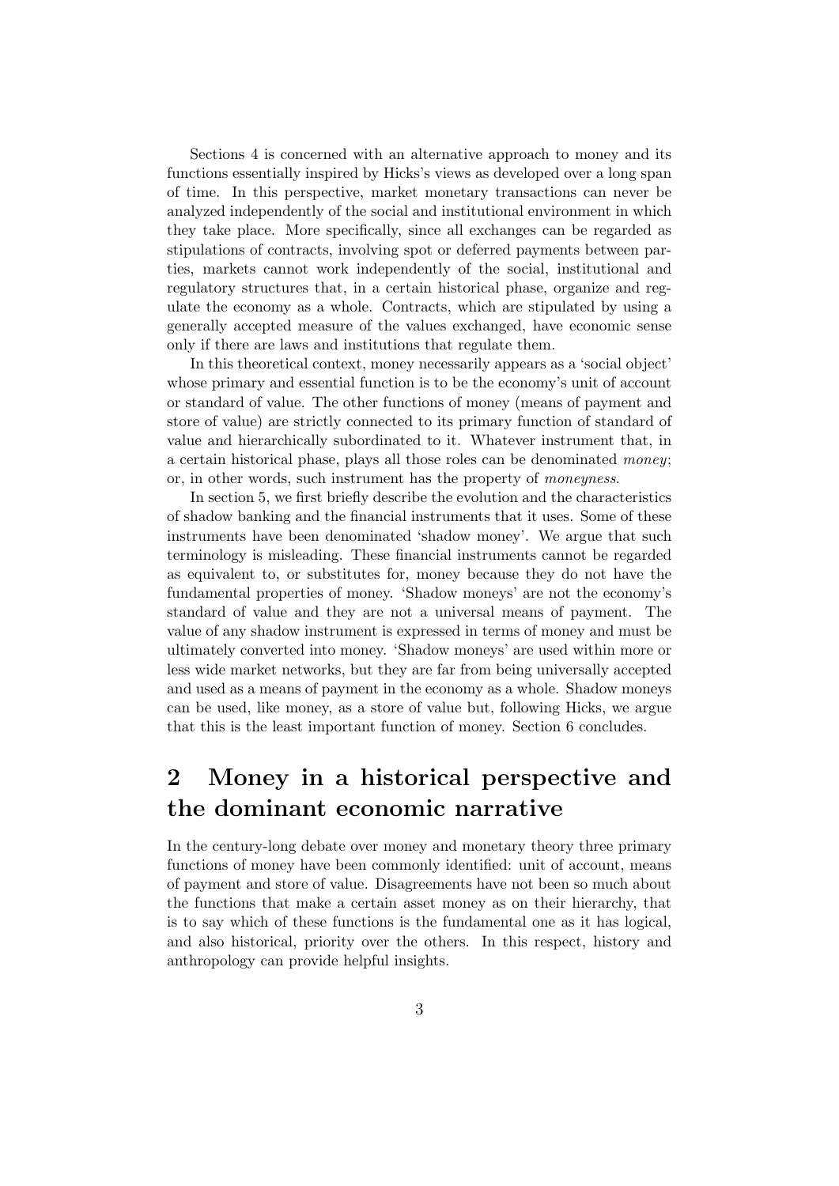Sections 4 is concerned with an alternative approach to money and its functions essentially inspired by Hicks's views as developed over a long span of time. In this perspective, market monetary transactions can never be analyzed independently of the social and institutional environment in which they take place. More specifically, since all exchanges can be regarded as stipulations of contracts, involving spot or deferred payments between parties, markets cannot work independently of the social, institutional and regulatory structures that, in a certain historical phase, organize and regulate the economy as a whole. Contracts, which are stipulated by using a generally accepted measure of the values exchanged, have economic sense only if there are laws and institutions that regulate them.

In this theoretical context, money necessarily appears as a 'social object' whose primary and essential function is to be the economy's unit of account or standard of value. The other functions of money (means of payment and store of value) are strictly connected to its primary function of standard of value and hierarchically subordinated to it. Whatever instrument that, in a certain historical phase, plays all those roles can be denominated *money*; or, in other words, such instrument has the property of *moneyness*.

In section 5, we first briefly describe the evolution and the characteristics of shadow banking and the financial instruments that it uses. Some of these instruments have been denominated 'shadow money'. We argue that such terminology is misleading. These financial instruments cannot be regarded as equivalent to, or substitutes for, money because they do not have the fundamental properties of money. 'Shadow moneys' are not the economy's standard of value and they are not a universal means of payment. The value of any shadow instrument is expressed in terms of money and must be ultimately converted into money. 'Shadow moneys' are used within more or less wide market networks, but they are far from being universally accepted and used as a means of payment in the economy as a whole. Shadow moneys can be used, like money, as a store of value but, following Hicks, we argue that this is the least important function of money. Section 6 concludes.

# 2 Money in a historical perspective and the dominant economic narrative

In the century-long debate over money and monetary theory three primary functions of money have been commonly identified: unit of account, means of payment and store of value. Disagreements have not been so much about the functions that make a certain asset money as on their hierarchy, that is to say which of these functions is the fundamental one as it has logical, and also historical, priority over the others. In this respect, history and anthropology can provide helpful insights.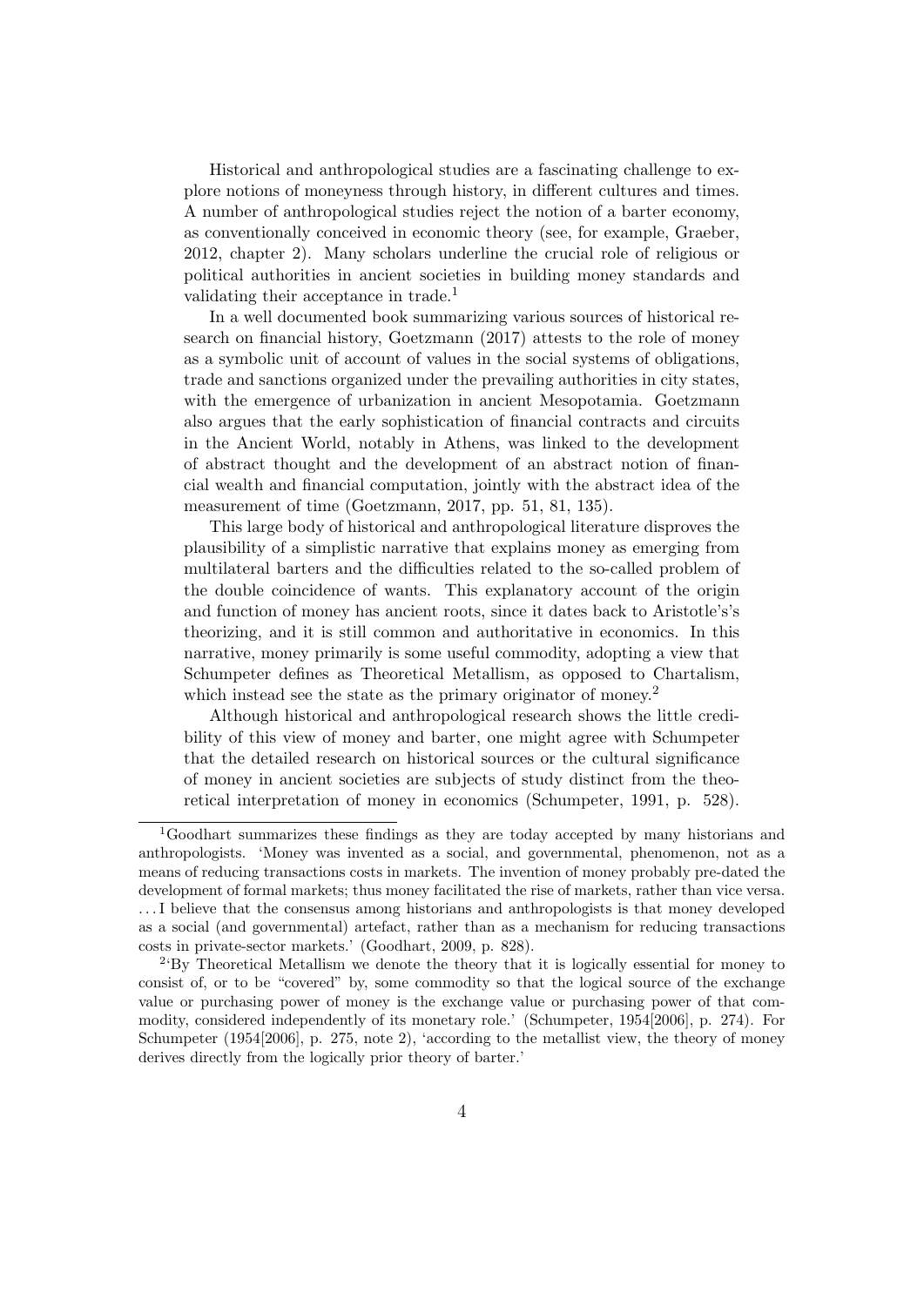Historical and anthropological studies are a fascinating challenge to explore notions of moneyness through history, in different cultures and times. A number of anthropological studies reject the notion of a barter economy, as conventionally conceived in economic theory (see, for example, Graeber, 2012, chapter 2). Many scholars underline the crucial role of religious or political authorities in ancient societies in building money standards and validating their acceptance in trade.[1]

In a well documented book summarizing various sources of historical research on financial history, Goetzmann (2017) attests to the role of money as a symbolic unit of account of values in the social systems of obligations, trade and sanctions organized under the prevailing authorities in city states, with the emergence of urbanization in ancient Mesopotamia. Goetzmann also argues that the early sophistication of financial contracts and circuits in the Ancient World, notably in Athens, was linked to the development of abstract thought and the development of an abstract notion of financial wealth and financial computation, jointly with the abstract idea of the measurement of time (Goetzmann, 2017, pp. 51, 81, 135).

This large body of historical and anthropological literature disproves the plausibility of a simplistic narrative that explains money as emerging from multilateral barters and the difficulties related to the so-called problem of the double coincidence of wants. This explanatory account of the origin and function of money has ancient roots, since it dates back to Aristotle's's theorizing, and it is still common and authoritative in economics. In this narrative, money primarily is some useful commodity, adopting a view that Schumpeter defines as Theoretical Metallism, as opposed to Chartalism, which instead see the state as the primary originator of money.[2]

Although historical and anthropological research shows the little credibility of this view of money and barter, one might agree with Schumpeter that the detailed research on historical sources or the cultural significance of money in ancient societies are subjects of study distinct from the theoretical interpretation of money in economics (Schumpeter, 1991, p. 528).

[1] Goodhart summarizes these findings as they are today accepted by many historians and anthropologists. 'Money was invented as a social, and governmental, phenomenon, not as a means of reducing transactions costs in markets. The invention of money probably pre-dated the development of formal markets; thus money facilitated the rise of markets, rather than vice versa. . . . I believe that the consensus among historians and anthropologists is that money developed as a social (and governmental) artefact, rather than as a mechanism for reducing transactions costs in private-sector markets.' (Goodhart, 2009, p. 828).

[2] 'By Theoretical Metallism we denote the theory that it is logically essential for money to consist of, or to be "covered" by, some commodity so that the logical source of the exchange value or purchasing power of money is the exchange value or purchasing power of that commodity, considered independently of its monetary role.' (Schumpeter, 1954[2006], p. 274). For Schumpeter (1954[2006], p. 275, note 2), 'according to the metallist view, the theory of money derives directly from the logically prior theory of barter.'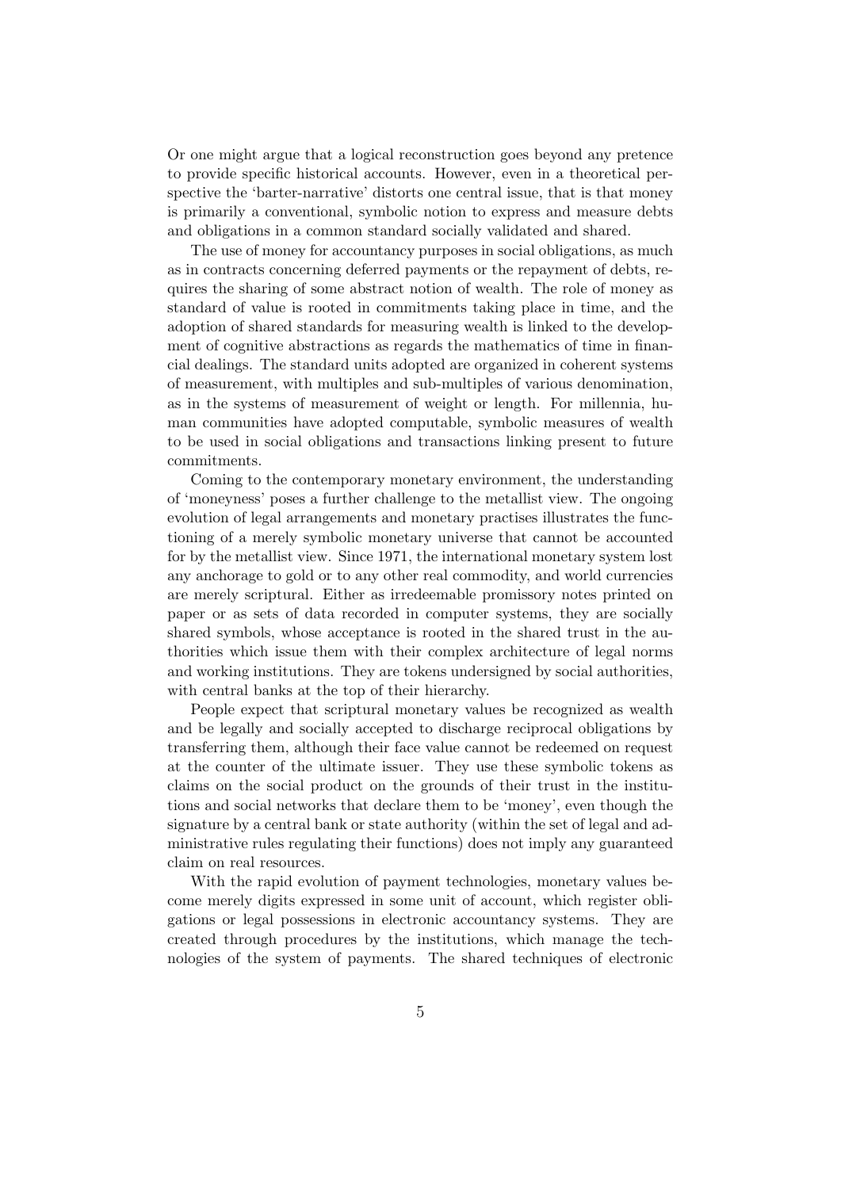Or one might argue that a logical reconstruction goes beyond any pretence to provide specific historical accounts. However, even in a theoretical perspective the 'barter-narrative' distorts one central issue, that is that money is primarily a conventional, symbolic notion to express and measure debts and obligations in a common standard socially validated and shared.

The use of money for accountancy purposes in social obligations, as much as in contracts concerning deferred payments or the repayment of debts, requires the sharing of some abstract notion of wealth. The role of money as standard of value is rooted in commitments taking place in time, and the adoption of shared standards for measuring wealth is linked to the development of cognitive abstractions as regards the mathematics of time in financial dealings. The standard units adopted are organized in coherent systems of measurement, with multiples and sub-multiples of various denomination, as in the systems of measurement of weight or length. For millennia, human communities have adopted computable, symbolic measures of wealth to be used in social obligations and transactions linking present to future commitments.

Coming to the contemporary monetary environment, the understanding of 'moneyness' poses a further challenge to the metallist view. The ongoing evolution of legal arrangements and monetary practises illustrates the functioning of a merely symbolic monetary universe that cannot be accounted for by the metallist view. Since 1971, the international monetary system lost any anchorage to gold or to any other real commodity, and world currencies are merely scriptural. Either as irredeemable promissory notes printed on paper or as sets of data recorded in computer systems, they are socially shared symbols, whose acceptance is rooted in the shared trust in the authorities which issue them with their complex architecture of legal norms and working institutions. They are tokens undersigned by social authorities, with central banks at the top of their hierarchy.

People expect that scriptural monetary values be recognized as wealth and be legally and socially accepted to discharge reciprocal obligations by transferring them, although their face value cannot be redeemed on request at the counter of the ultimate issuer. They use these symbolic tokens as claims on the social product on the grounds of their trust in the institutions and social networks that declare them to be 'money', even though the signature by a central bank or state authority (within the set of legal and administrative rules regulating their functions) does not imply any guaranteed claim on real resources.

With the rapid evolution of payment technologies, monetary values become merely digits expressed in some unit of account, which register obligations or legal possessions in electronic accountancy systems. They are created through procedures by the institutions, which manage the technologies of the system of payments. The shared techniques of electronic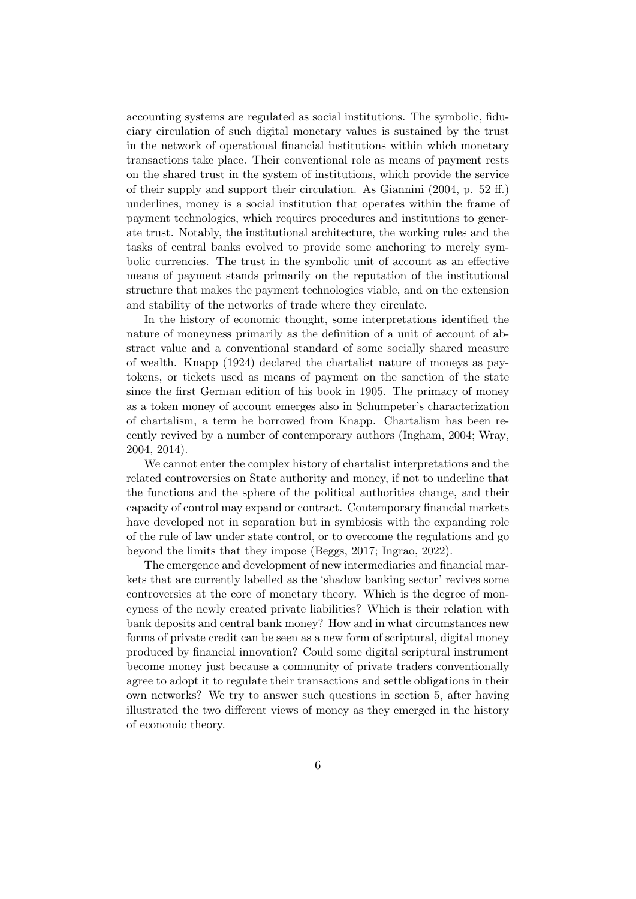accounting systems are regulated as social institutions. The symbolic, fiduciary circulation of such digital monetary values is sustained by the trust in the network of operational financial institutions within which monetary transactions take place. Their conventional role as means of payment rests on the shared trust in the system of institutions, which provide the service of their supply and support their circulation. As Giannini (2004, p. 52 ff.) underlines, money is a social institution that operates within the frame of payment technologies, which requires procedures and institutions to generate trust. Notably, the institutional architecture, the working rules and the tasks of central banks evolved to provide some anchoring to merely symbolic currencies. The trust in the symbolic unit of account as an effective means of payment stands primarily on the reputation of the institutional structure that makes the payment technologies viable, and on the extension and stability of the networks of trade where they circulate.

In the history of economic thought, some interpretations identified the nature of moneyness primarily as the definition of a unit of account of abstract value and a conventional standard of some socially shared measure of wealth. Knapp (1924) declared the chartalist nature of moneys as pay-tokens, or tickets used as means of payment on the sanction of the state since the first German edition of his book in 1905. The primacy of money as a token money of account emerges also in Schumpeter's characterization of chartalism, a term he borrowed from Knapp. Chartalism has been recently revived by a number of contemporary authors (Ingham, 2004; Wray, 2004, 2014).

We cannot enter the complex history of chartalist interpretations and the related controversies on State authority and money, if not to underline that the functions and the sphere of the political authorities change, and their capacity of control may expand or contract. Contemporary financial markets have developed not in separation but in symbiosis with the expanding role of the rule of law under state control, or to overcome the regulations and go beyond the limits that they impose (Beggs, 2017; Ingrao, 2022).

The emergence and development of new intermediaries and financial markets that are currently labelled as the 'shadow banking sector' revives some controversies at the core of monetary theory. Which is the degree of moneyness of the newly created private liabilities? Which is their relation with bank deposits and central bank money? How and in what circumstances new forms of private credit can be seen as a new form of scriptural, digital money produced by financial innovation? Could some digital scriptural instrument become money just because a community of private traders conventionally agree to adopt it to regulate their transactions and settle obligations in their own networks? We try to answer such questions in section 5, after having illustrated the two different views of money as they emerged in the history of economic theory.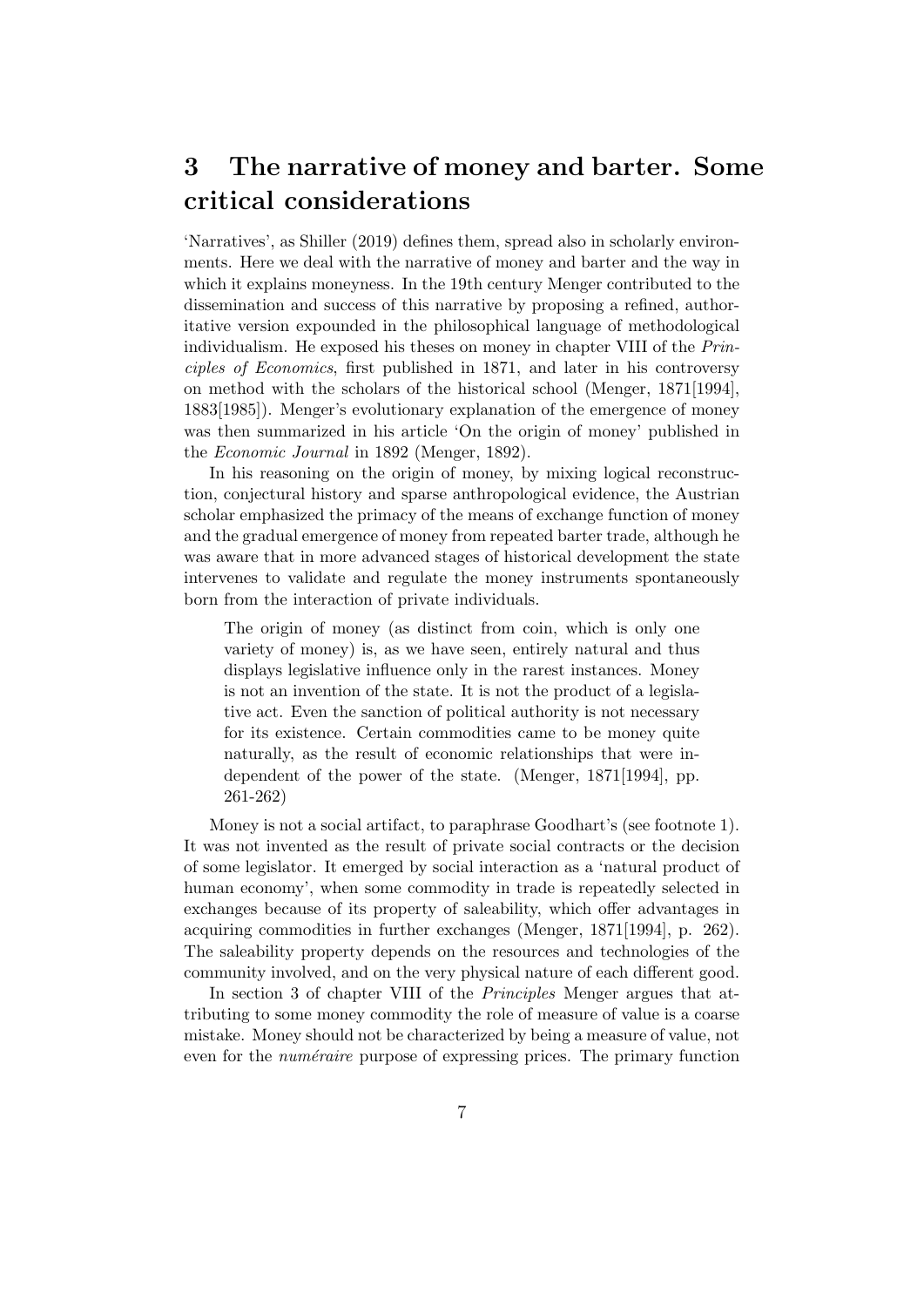## 3 The narrative of money and barter. Some critical considerations

'Narratives', as Shiller (2019) defines them, spread also in scholarly environments. Here we deal with the narrative of money and barter and the way in which it explains moneyness. In the 19th century Menger contributed to the dissemination and success of this narrative by proposing a refined, authoritative version expounded in the philosophical language of methodological individualism. He exposed his theses on money in chapter VIII of the *Principles of Economics*, first published in 1871, and later in his controversy on method with the scholars of the historical school (Menger, 1871[1994], 1883[1985]). Menger's evolutionary explanation of the emergence of money was then summarized in his article 'On the origin of money' published in the *Economic Journal* in 1892 (Menger, 1892).

In his reasoning on the origin of money, by mixing logical reconstruction, conjectural history and sparse anthropological evidence, the Austrian scholar emphasized the primacy of the means of exchange function of money and the gradual emergence of money from repeated barter trade, although he was aware that in more advanced stages of historical development the state intervenes to validate and regulate the money instruments spontaneously born from the interaction of private individuals.

> The origin of money (as distinct from coin, which is only one variety of money) is, as we have seen, entirely natural and thus displays legislative influence only in the rarest instances. Money is not an invention of the state. It is not the product of a legislative act. Even the sanction of political authority is not necessary for its existence. Certain commodities came to be money quite naturally, as the result of economic relationships that were independent of the power of the state. (Menger, 1871[1994], pp. 261-262)

Money is not a social artifact, to paraphrase Goodhart's (see footnote 1). It was not invented as the result of private social contracts or the decision of some legislator. It emerged by social interaction as a 'natural product of human economy', when some commodity in trade is repeatedly selected in exchanges because of its property of saleability, which offer advantages in acquiring commodities in further exchanges (Menger, 1871[1994], p. 262). The saleability property depends on the resources and technologies of the community involved, and on the very physical nature of each different good.

In section 3 of chapter VIII of the *Principles* Menger argues that attributing to some money commodity the role of measure of value is a coarse mistake. Money should not be characterized by being a measure of value, not even for the *numéraire* purpose of expressing prices. The primary function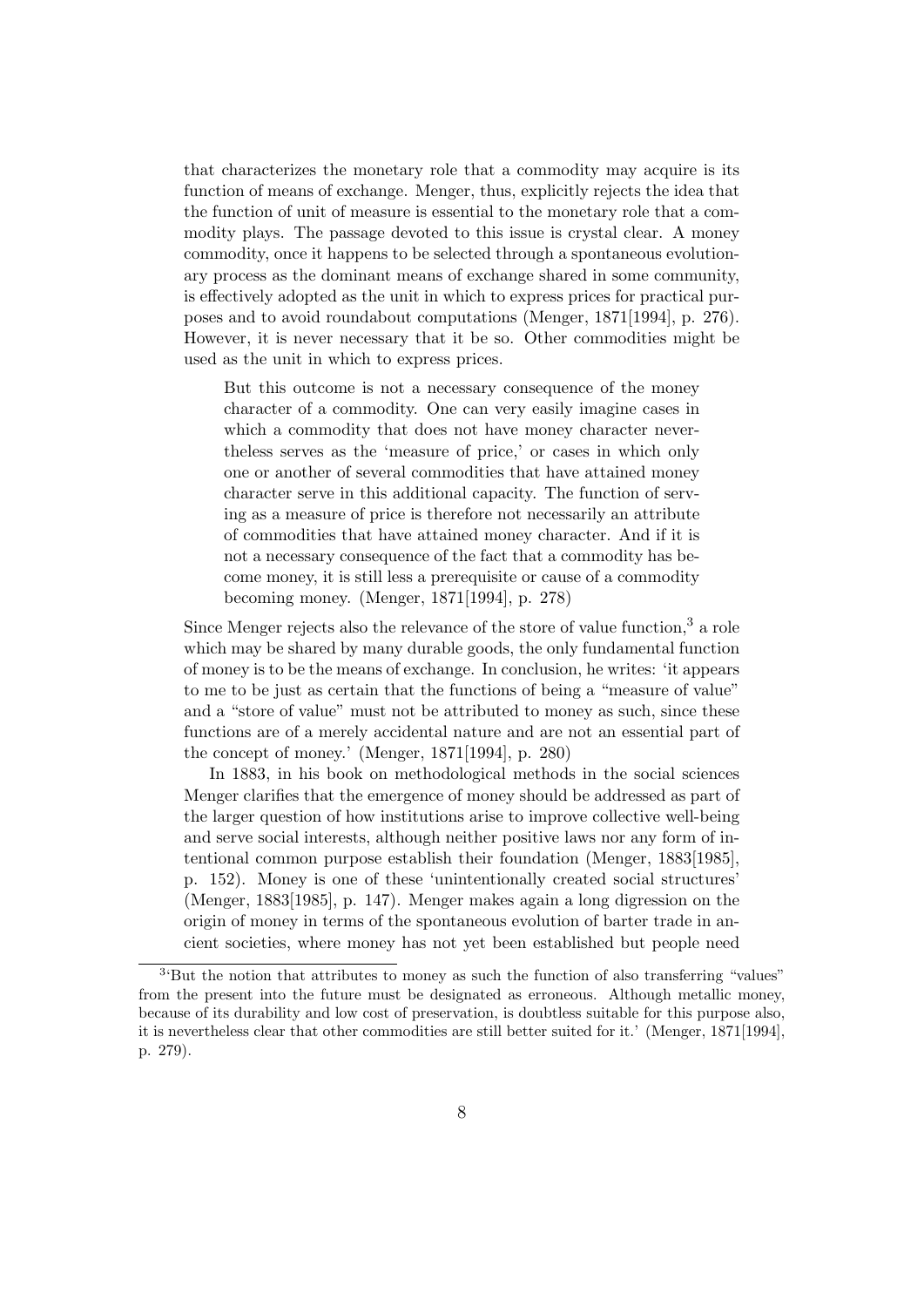that characterizes the monetary role that a commodity may acquire is its function of means of exchange. Menger, thus, explicitly rejects the idea that the function of unit of measure is essential to the monetary role that a commodity plays. The passage devoted to this issue is crystal clear. A money commodity, once it happens to be selected through a spontaneous evolutionary process as the dominant means of exchange shared in some community, is effectively adopted as the unit in which to express prices for practical purposes and to avoid roundabout computations (Menger, 1871[1994], p. 276). However, it is never necessary that it be so. Other commodities might be used as the unit in which to express prices.

> But this outcome is not a necessary consequence of the money character of a commodity. One can very easily imagine cases in which a commodity that does not have money character nevertheless serves as the 'measure of price,' or cases in which only one or another of several commodities that have attained money character serve in this additional capacity. The function of serving as a measure of price is therefore not necessarily an attribute of commodities that have attained money character. And if it is not a necessary consequence of the fact that a commodity has become money, it is still less a prerequisite or cause of a commodity becoming money. (Menger, 1871[1994], p. 278)

Since Menger rejects also the relevance of the store of value function,[3] a role which may be shared by many durable goods, the only fundamental function of money is to be the means of exchange. In conclusion, he writes: 'it appears to me to be just as certain that the functions of being a "measure of value" and a "store of value" must not be attributed to money as such, since these functions are of a merely accidental nature and are not an essential part of the concept of money.' (Menger, 1871[1994], p. 280)

In 1883, in his book on methodological methods in the social sciences Menger clarifies that the emergence of money should be addressed as part of the larger question of how institutions arise to improve collective well-being and serve social interests, although neither positive laws nor any form of intentional common purpose establish their foundation (Menger, 1883[1985], p. 152). Money is one of these 'unintentionally created social structures' (Menger, 1883[1985], p. 147). Menger makes again a long digression on the origin of money in terms of the spontaneous evolution of barter trade in ancient societies, where money has not yet been established but people need

[3]'But the notion that attributes to money as such the function of also transferring "values" from the present into the future must be designated as erroneous. Although metallic money, because of its durability and low cost of preservation, is doubtless suitable for this purpose also, it is nevertheless clear that other commodities are still better suited for it.' (Menger, 1871[1994], p. 279).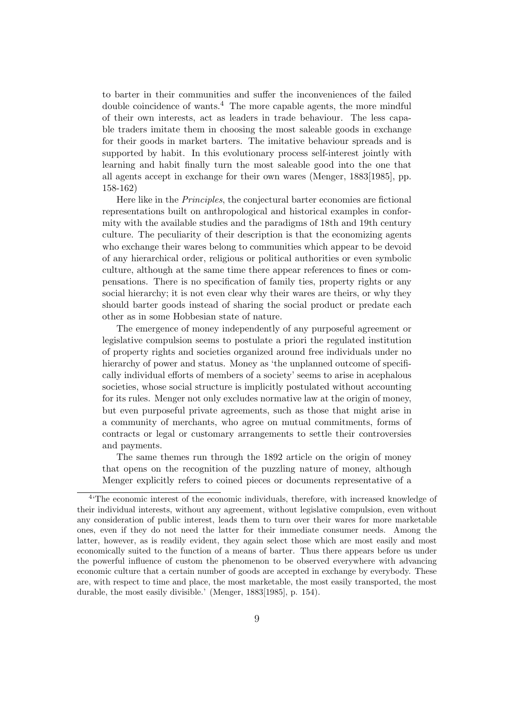to barter in their communities and suffer the inconveniences of the failed double coincidence of wants.[4] The more capable agents, the more mindful of their own interests, act as leaders in trade behaviour. The less capable traders imitate them in choosing the most saleable goods in exchange for their goods in market barters. The imitative behaviour spreads and is supported by habit. In this evolutionary process self-interest jointly with learning and habit finally turn the most saleable good into the one that all agents accept in exchange for their own wares (Menger, 1883[1985], pp. 158-162)

Here like in the *Principles*, the conjectural barter economies are fictional representations built on anthropological and historical examples in conformity with the available studies and the paradigms of 18th and 19th century culture. The peculiarity of their description is that the economizing agents who exchange their wares belong to communities which appear to be devoid of any hierarchical order, religious or political authorities or even symbolic culture, although at the same time there appear references to fines or compensations. There is no specification of family ties, property rights or any social hierarchy; it is not even clear why their wares are theirs, or why they should barter goods instead of sharing the social product or predate each other as in some Hobbesian state of nature.

The emergence of money independently of any purposeful agreement or legislative compulsion seems to postulate a priori the regulated institution of property rights and societies organized around free individuals under no hierarchy of power and status. Money as 'the unplanned outcome of specifically individual efforts of members of a society' seems to arise in acephalous societies, whose social structure is implicitly postulated without accounting for its rules. Menger not only excludes normative law at the origin of money, but even purposeful private agreements, such as those that might arise in a community of merchants, who agree on mutual commitments, forms of contracts or legal or customary arrangements to settle their controversies and payments.

The same themes run through the 1892 article on the origin of money that opens on the recognition of the puzzling nature of money, although Menger explicitly refers to coined pieces or documents representative of a

[4] 'The economic interest of the economic individuals, therefore, with increased knowledge of their individual interests, without any agreement, without legislative compulsion, even without any consideration of public interest, leads them to turn over their wares for more marketable ones, even if they do not need the latter for their immediate consumer needs. Among the latter, however, as is readily evident, they again select those which are most easily and most economically suited to the function of a means of barter. Thus there appears before us under the powerful influence of custom the phenomenon to be observed everywhere with advancing economic culture that a certain number of goods are accepted in exchange by everybody. These are, with respect to time and place, the most marketable, the most easily transported, the most durable, the most easily divisible.' (Menger, 1883[1985], p. 154).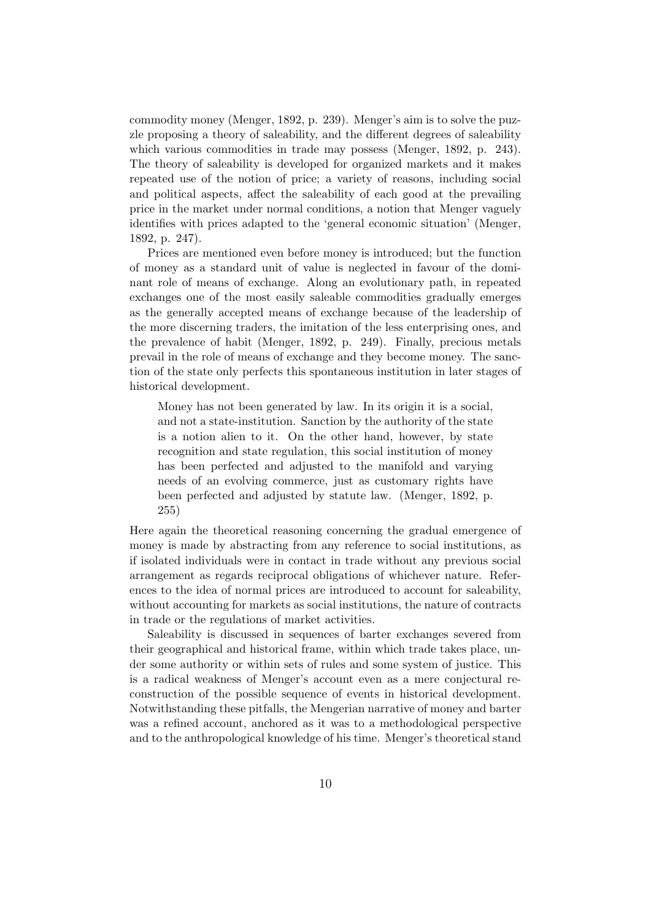commodity money (Menger, 1892, p. 239). Menger's aim is to solve the puzzle proposing a theory of saleability, and the different degrees of saleability which various commodities in trade may possess (Menger, 1892, p. 243). The theory of saleability is developed for organized markets and it makes repeated use of the notion of price; a variety of reasons, including social and political aspects, affect the saleability of each good at the prevailing price in the market under normal conditions, a notion that Menger vaguely identifies with prices adapted to the 'general economic situation' (Menger, 1892, p. 247).

Prices are mentioned even before money is introduced; but the function of money as a standard unit of value is neglected in favour of the dominant role of means of exchange. Along an evolutionary path, in repeated exchanges one of the most easily saleable commodities gradually emerges as the generally accepted means of exchange because of the leadership of the more discerning traders, the imitation of the less enterprising ones, and the prevalence of habit (Menger, 1892, p. 249). Finally, precious metals prevail in the role of means of exchange and they become money. The sanction of the state only perfects this spontaneous institution in later stages of historical development.

> Money has not been generated by law. In its origin it is a social, and not a state-institution. Sanction by the authority of the state is a notion alien to it. On the other hand, however, by state recognition and state regulation, this social institution of money has been perfected and adjusted to the manifold and varying needs of an evolving commerce, just as customary rights have been perfected and adjusted by statute law. (Menger, 1892, p. 255)

Here again the theoretical reasoning concerning the gradual emergence of money is made by abstracting from any reference to social institutions, as if isolated individuals were in contact in trade without any previous social arrangement as regards reciprocal obligations of whichever nature. References to the idea of normal prices are introduced to account for saleability, without accounting for markets as social institutions, the nature of contracts in trade or the regulations of market activities.

Saleability is discussed in sequences of barter exchanges severed from their geographical and historical frame, within which trade takes place, under some authority or within sets of rules and some system of justice. This is a radical weakness of Menger's account even as a mere conjectural reconstruction of the possible sequence of events in historical development. Notwithstanding these pitfalls, the Mengerian narrative of money and barter was a refined account, anchored as it was to a methodological perspective and to the anthropological knowledge of his time. Menger's theoretical stand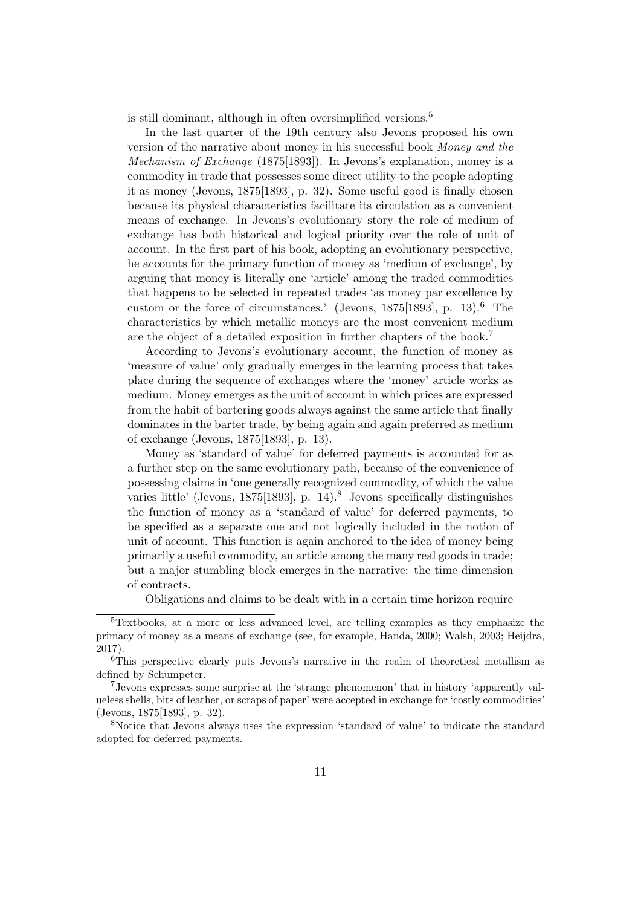is still dominant, although in often oversimplified versions.[5]

In the last quarter of the 19th century also Jevons proposed his own version of the narrative about money in his successful book *Money and the Mechanism of Exchange* (1875[1893]). In Jevons's explanation, money is a commodity in trade that possesses some direct utility to the people adopting it as money (Jevons, 1875[1893], p. 32). Some useful good is finally chosen because its physical characteristics facilitate its circulation as a convenient means of exchange. In Jevons's evolutionary story the role of medium of exchange has both historical and logical priority over the role of unit of account. In the first part of his book, adopting an evolutionary perspective, he accounts for the primary function of money as 'medium of exchange', by arguing that money is literally one 'article' among the traded commodities that happens to be selected in repeated trades 'as money par excellence by custom or the force of circumstances.' (Jevons, 1875[1893], p. 13).[6] The characteristics by which metallic moneys are the most convenient medium are the object of a detailed exposition in further chapters of the book.[7]

According to Jevons's evolutionary account, the function of money as 'measure of value' only gradually emerges in the learning process that takes place during the sequence of exchanges where the 'money' article works as medium. Money emerges as the unit of account in which prices are expressed from the habit of bartering goods always against the same article that finally dominates in the barter trade, by being again and again preferred as medium of exchange (Jevons, 1875[1893], p. 13).

Money as 'standard of value' for deferred payments is accounted for as a further step on the same evolutionary path, because of the convenience of possessing claims in 'one generally recognized commodity, of which the value varies little' (Jevons, 1875[1893], p. 14).[8] Jevons specifically distinguishes the function of money as a 'standard of value' for deferred payments, to be specified as a separate one and not logically included in the notion of unit of account. This function is again anchored to the idea of money being primarily a useful commodity, an article among the many real goods in trade; but a major stumbling block emerges in the narrative: the time dimension of contracts.

Obligations and claims to be dealt with in a certain time horizon require

[5] Textbooks, at a more or less advanced level, are telling examples as they emphasize the primacy of money as a means of exchange (see, for example, Handa, 2000; Walsh, 2003; Heijdra, 2017).

[6] This perspective clearly puts Jevons's narrative in the realm of theoretical metallism as defined by Schumpeter.

[7] Jevons expresses some surprise at the 'strange phenomenon' that in history 'apparently valueless shells, bits of leather, or scraps of paper' were accepted in exchange for 'costly commodities' (Jevons, 1875[1893], p. 32).

[8] Notice that Jevons always uses the expression 'standard of value' to indicate the standard adopted for deferred payments.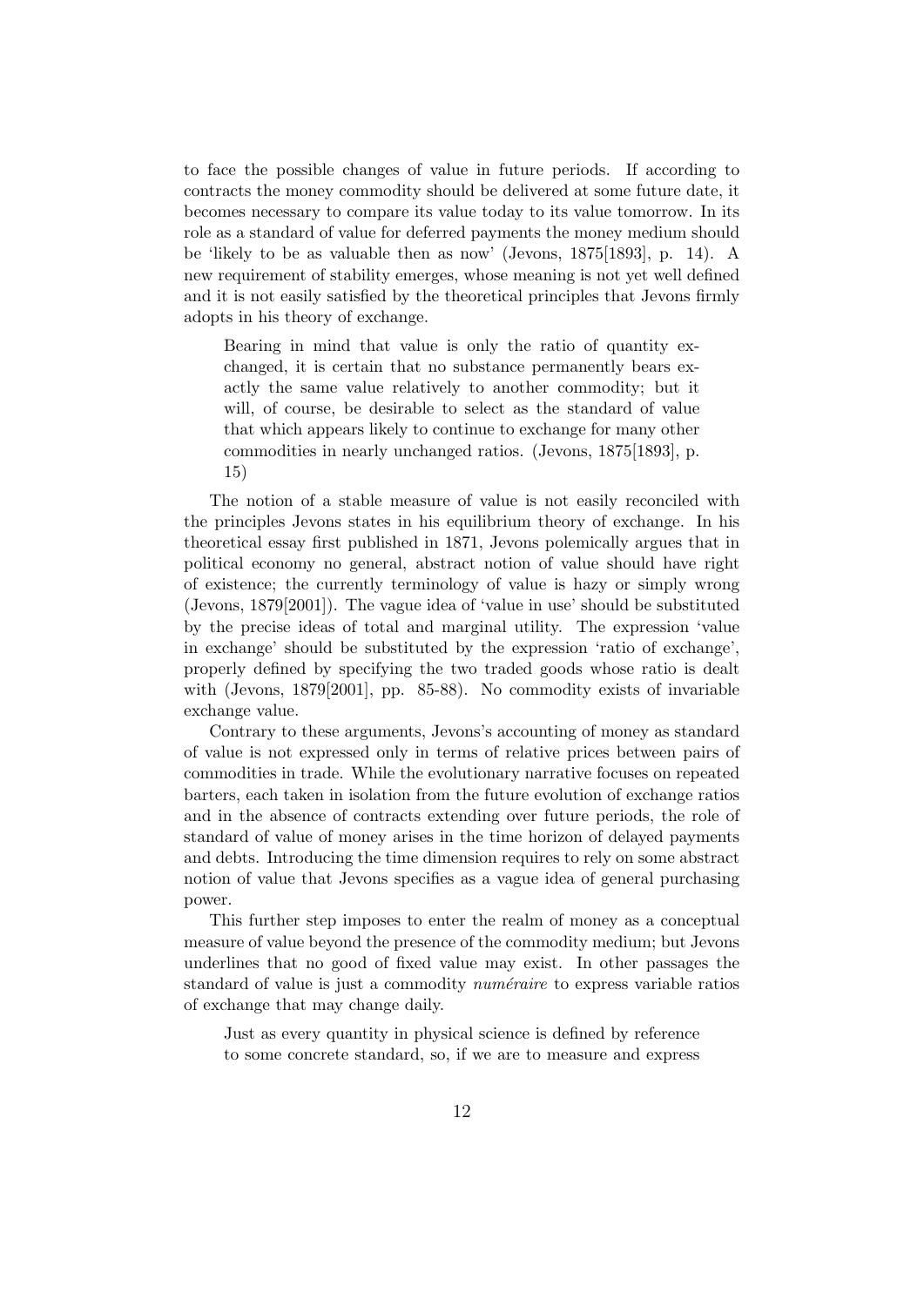to face the possible changes of value in future periods. If according to contracts the money commodity should be delivered at some future date, it becomes necessary to compare its value today to its value tomorrow. In its role as a standard of value for deferred payments the money medium should be 'likely to be as valuable then as now' (Jevons, 1875[1893], p. 14). A new requirement of stability emerges, whose meaning is not yet well defined and it is not easily satisfied by the theoretical principles that Jevons firmly adopts in his theory of exchange.

> Bearing in mind that value is only the ratio of quantity exchanged, it is certain that no substance permanently bears exactly the same value relatively to another commodity; but it will, of course, be desirable to select as the standard of value that which appears likely to continue to exchange for many other commodities in nearly unchanged ratios. (Jevons, 1875[1893], p. 15)

The notion of a stable measure of value is not easily reconciled with the principles Jevons states in his equilibrium theory of exchange. In his theoretical essay first published in 1871, Jevons polemically argues that in political economy no general, abstract notion of value should have right of existence; the currently terminology of value is hazy or simply wrong (Jevons, 1879[2001]). The vague idea of 'value in use' should be substituted by the precise ideas of total and marginal utility. The expression 'value in exchange' should be substituted by the expression 'ratio of exchange', properly defined by specifying the two traded goods whose ratio is dealt with (Jevons, 1879[2001], pp. 85-88). No commodity exists of invariable exchange value.

Contrary to these arguments, Jevons's accounting of money as standard of value is not expressed only in terms of relative prices between pairs of commodities in trade. While the evolutionary narrative focuses on repeated barters, each taken in isolation from the future evolution of exchange ratios and in the absence of contracts extending over future periods, the role of standard of value of money arises in the time horizon of delayed payments and debts. Introducing the time dimension requires to rely on some abstract notion of value that Jevons specifies as a vague idea of general purchasing power.

This further step imposes to enter the realm of money as a conceptual measure of value beyond the presence of the commodity medium; but Jevons underlines that no good of fixed value may exist. In other passages the standard of value is just a commodity *numéraire* to express variable ratios of exchange that may change daily.

> Just as every quantity in physical science is defined by reference to some concrete standard, so, if we are to measure and express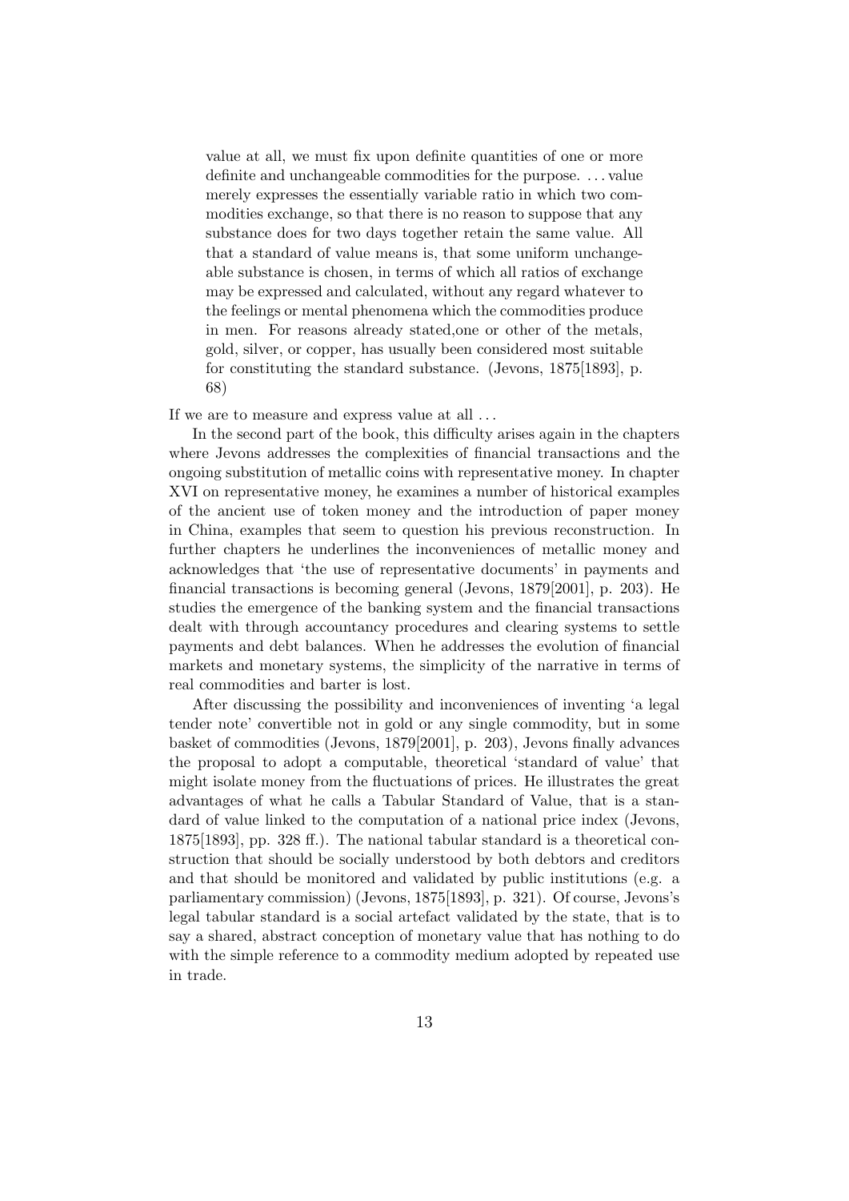> value at all, we must fix upon definite quantities of one or more definite and unchangeable commodities for the purpose. . . . value merely expresses the essentially variable ratio in which two commodities exchange, so that there is no reason to suppose that any substance does for two days together retain the same value. All that a standard of value means is, that some uniform unchangeable substance is chosen, in terms of which all ratios of exchange may be expressed and calculated, without any regard whatever to the feelings or mental phenomena which the commodities produce in men. For reasons already stated,one or other of the metals, gold, silver, or copper, has usually been considered most suitable for constituting the standard substance. (Jevons, 1875[1893], p. 68)

If we are to measure and express value at all . . .

In the second part of the book, this difficulty arises again in the chapters where Jevons addresses the complexities of financial transactions and the ongoing substitution of metallic coins with representative money. In chapter XVI on representative money, he examines a number of historical examples of the ancient use of token money and the introduction of paper money in China, examples that seem to question his previous reconstruction. In further chapters he underlines the inconveniences of metallic money and acknowledges that 'the use of representative documents' in payments and financial transactions is becoming general (Jevons, 1879[2001], p. 203). He studies the emergence of the banking system and the financial transactions dealt with through accountancy procedures and clearing systems to settle payments and debt balances. When he addresses the evolution of financial markets and monetary systems, the simplicity of the narrative in terms of real commodities and barter is lost.

After discussing the possibility and inconveniences of inventing 'a legal tender note' convertible not in gold or any single commodity, but in some basket of commodities (Jevons, 1879[2001], p. 203), Jevons finally advances the proposal to adopt a computable, theoretical 'standard of value' that might isolate money from the fluctuations of prices. He illustrates the great advantages of what he calls a Tabular Standard of Value, that is a standard of value linked to the computation of a national price index (Jevons, 1875[1893], pp. 328 ff.). The national tabular standard is a theoretical construction that should be socially understood by both debtors and creditors and that should be monitored and validated by public institutions (e.g. a parliamentary commission) (Jevons, 1875[1893], p. 321). Of course, Jevons's legal tabular standard is a social artefact validated by the state, that is to say a shared, abstract conception of monetary value that has nothing to do with the simple reference to a commodity medium adopted by repeated use in trade.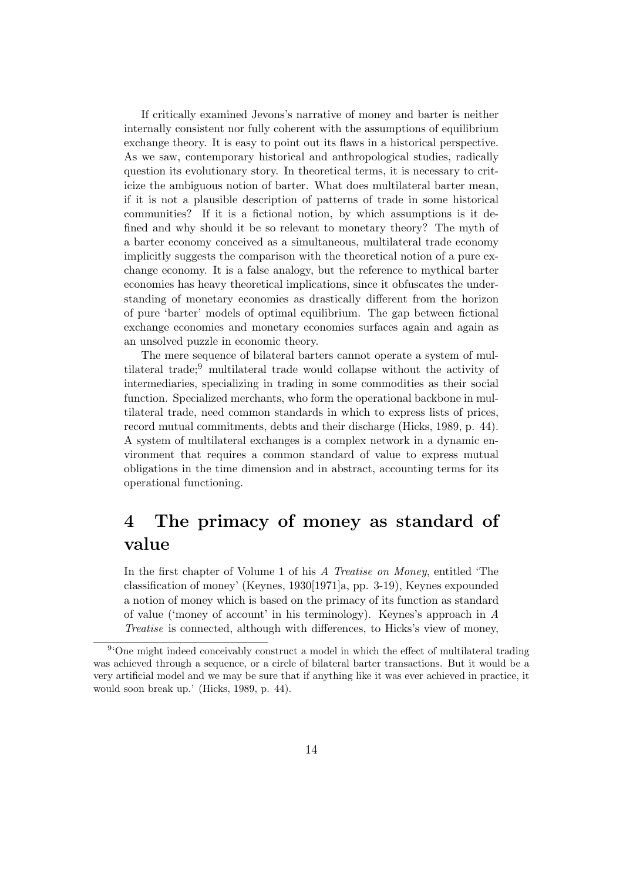If critically examined Jevons's narrative of money and barter is neither internally consistent nor fully coherent with the assumptions of equilibrium exchange theory. It is easy to point out its flaws in a historical perspective. As we saw, contemporary historical and anthropological studies, radically question its evolutionary story. In theoretical terms, it is necessary to criticize the ambiguous notion of barter. What does multilateral barter mean, if it is not a plausible description of patterns of trade in some historical communities? If it is a fictional notion, by which assumptions is it defined and why should it be so relevant to monetary theory? The myth of a barter economy conceived as a simultaneous, multilateral trade economy implicitly suggests the comparison with the theoretical notion of a pure exchange economy. It is a false analogy, but the reference to mythical barter economies has heavy theoretical implications, since it obfuscates the understanding of monetary economies as drastically different from the horizon of pure 'barter' models of optimal equilibrium. The gap between fictional exchange economies and monetary economies surfaces again and again as an unsolved puzzle in economic theory.

The mere sequence of bilateral barters cannot operate a system of multilateral trade;[9] multilateral trade would collapse without the activity of intermediaries, specializing in trading in some commodities as their social function. Specialized merchants, who form the operational backbone in multilateral trade, need common standards in which to express lists of prices, record mutual commitments, debts and their discharge (Hicks, 1989, p. 44). A system of multilateral exchanges is a complex network in a dynamic environment that requires a common standard of value to express mutual obligations in the time dimension and in abstract, accounting terms for its operational functioning.

## 4 The primacy of money as standard of value

In the first chapter of Volume 1 of his *A Treatise on Money*, entitled 'The classification of money' (Keynes, 1930[1971]a, pp. 3-19), Keynes expounded a notion of money which is based on the primacy of its function as standard of value ('money of account' in his terminology). Keynes's approach in *A Treatise* is connected, although with differences, to Hicks's view of money,

[9] 'One might indeed conceivably construct a model in which the effect of multilateral trading was achieved through a sequence, or a circle of bilateral barter transactions. But it would be a very artificial model and we may be sure that if anything like it was ever achieved in practice, it would soon break up.' (Hicks, 1989, p. 44).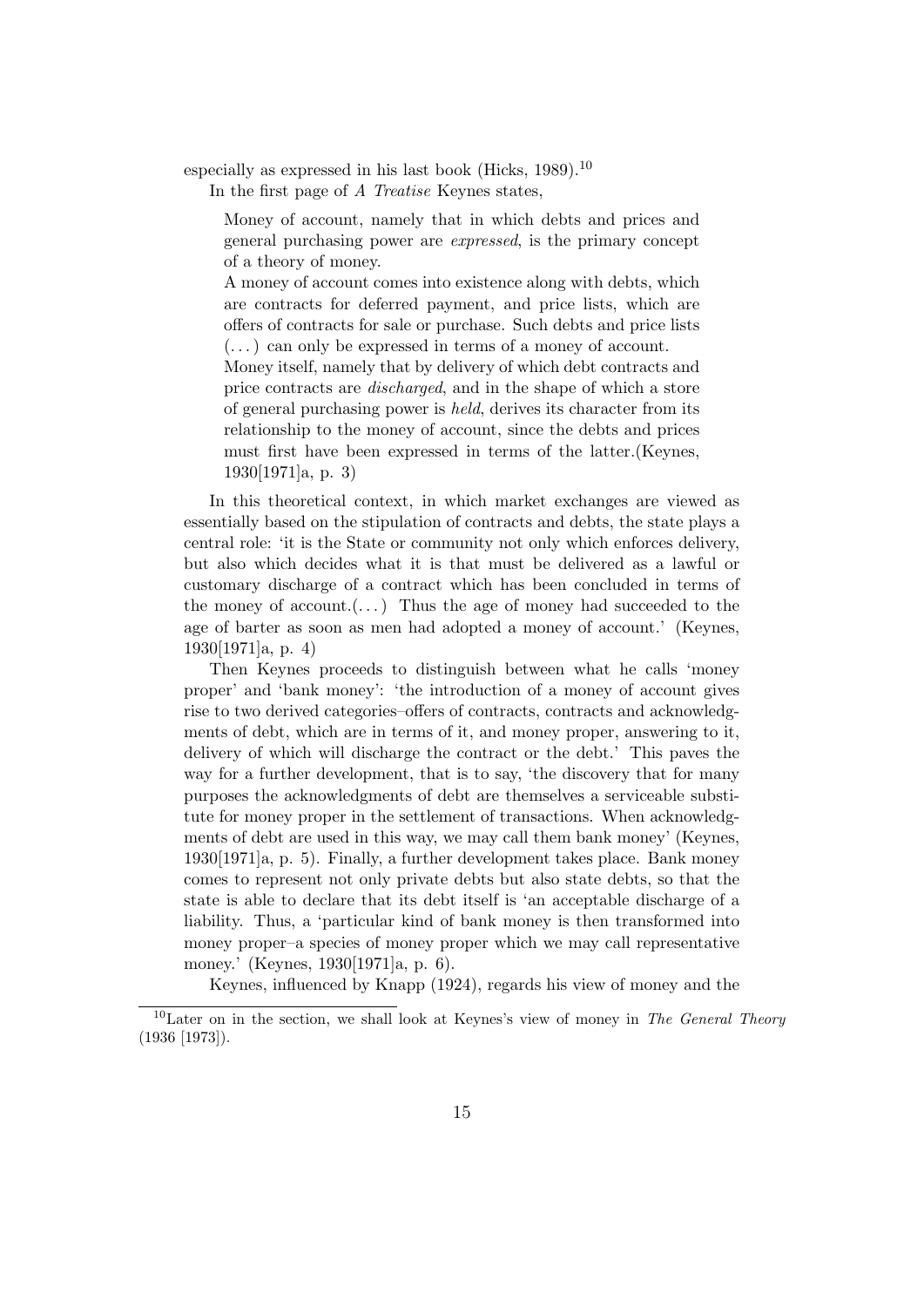especially as expressed in his last book (Hicks, 1989).[10]

In the first page of *A Treatise* Keynes states,

> Money of account, namely that in which debts and prices and general purchasing power are *expressed*, is the primary concept of a theory of money.
>
> A money of account comes into existence along with debts, which are contracts for deferred payment, and price lists, which are offers of contracts for sale or purchase. Such debts and price lists (. . . ) can only be expressed in terms of a money of account.
>
> Money itself, namely that by delivery of which debt contracts and price contracts are *discharged*, and in the shape of which a store of general purchasing power is *held*, derives its character from its relationship to the money of account, since the debts and prices must first have been expressed in terms of the latter.(Keynes, 1930[1971]a, p. 3)

In this theoretical context, in which market exchanges are viewed as essentially based on the stipulation of contracts and debts, the state plays a central role: 'it is the State or community not only which enforces delivery, but also which decides what it is that must be delivered as a lawful or customary discharge of a contract which has been concluded in terms of the money of account.(. . . ) Thus the age of money had succeeded to the age of barter as soon as men had adopted a money of account.' (Keynes, 1930[1971]a, p. 4)

Then Keynes proceeds to distinguish between what he calls 'money proper' and 'bank money': 'the introduction of a money of account gives rise to two derived categories–offers of contracts, contracts and acknowledgments of debt, which are in terms of it, and money proper, answering to it, delivery of which will discharge the contract or the debt.' This paves the way for a further development, that is to say, 'the discovery that for many purposes the acknowledgments of debt are themselves a serviceable substitute for money proper in the settlement of transactions. When acknowledgments of debt are used in this way, we may call them bank money' (Keynes, 1930[1971]a, p. 5). Finally, a further development takes place. Bank money comes to represent not only private debts but also state debts, so that the state is able to declare that its debt itself is 'an acceptable discharge of a liability. Thus, a 'particular kind of bank money is then transformed into money proper–a species of money proper which we may call representative money.' (Keynes, 1930[1971]a, p. 6).

Keynes, influenced by Knapp (1924), regards his view of money and the

[10] Later on in the section, we shall look at Keynes's view of money in *The General Theory* (1936 [1973]).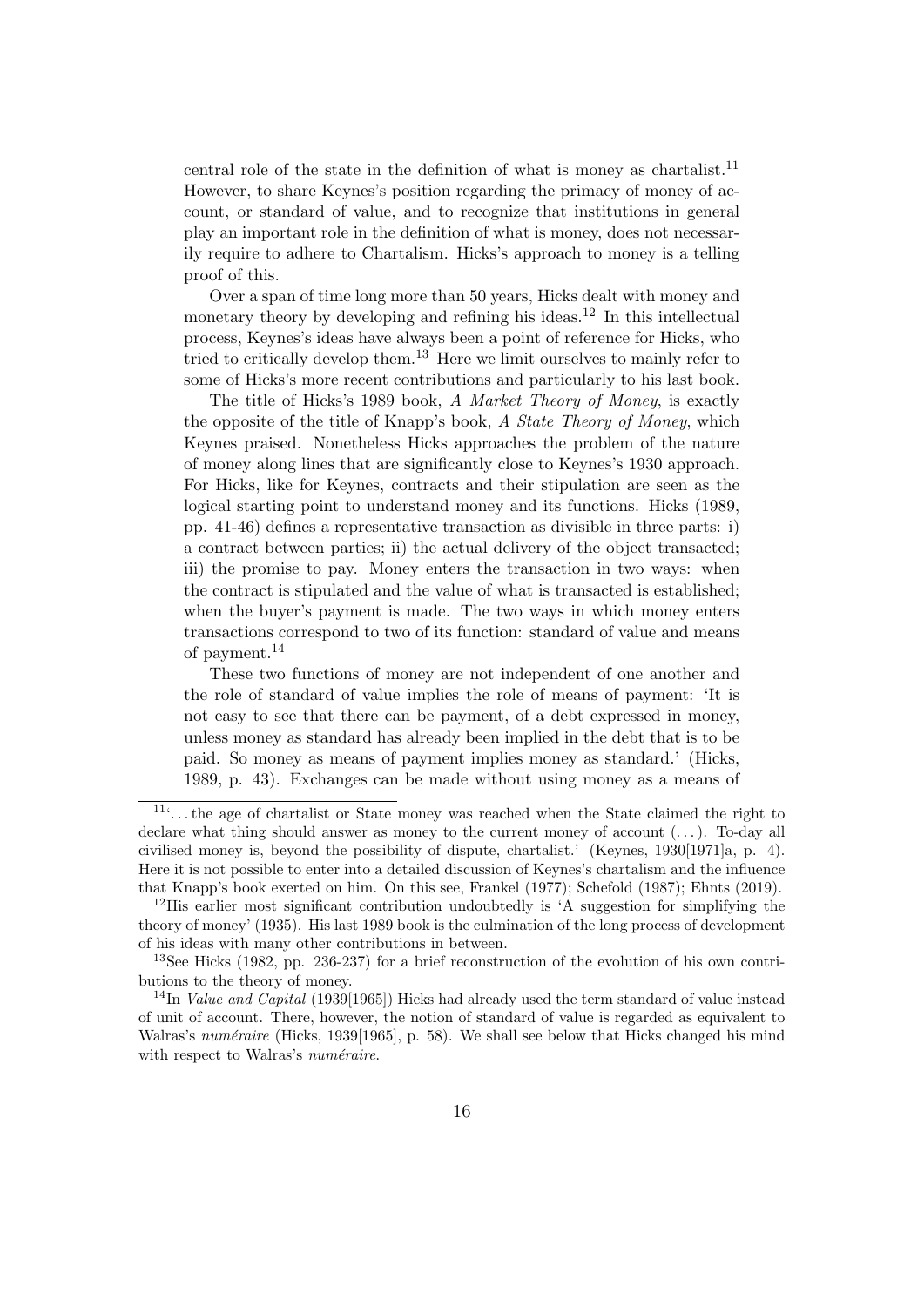central role of the state in the definition of what is money as chartalist.[11] However, to share Keynes's position regarding the primacy of money of account, or standard of value, and to recognize that institutions in general play an important role in the definition of what is money, does not necessarily require to adhere to Chartalism. Hicks's approach to money is a telling proof of this.

Over a span of time long more than 50 years, Hicks dealt with money and monetary theory by developing and refining his ideas.[12] In this intellectual process, Keynes's ideas have always been a point of reference for Hicks, who tried to critically develop them.[13] Here we limit ourselves to mainly refer to some of Hicks's more recent contributions and particularly to his last book.

The title of Hicks's 1989 book, *A Market Theory of Money*, is exactly the opposite of the title of Knapp's book, *A State Theory of Money*, which Keynes praised. Nonetheless Hicks approaches the problem of the nature of money along lines that are significantly close to Keynes's 1930 approach. For Hicks, like for Keynes, contracts and their stipulation are seen as the logical starting point to understand money and its functions. Hicks (1989, pp. 41-46) defines a representative transaction as divisible in three parts: i) a contract between parties; ii) the actual delivery of the object transacted; iii) the promise to pay. Money enters the transaction in two ways: when the contract is stipulated and the value of what is transacted is established; when the buyer's payment is made. The two ways in which money enters transactions correspond to two of its function: standard of value and means of payment.[14]

These two functions of money are not independent of one another and the role of standard of value implies the role of means of payment: 'It is not easy to see that there can be payment, of a debt expressed in money, unless money as standard has already been implied in the debt that is to be paid. So money as means of payment implies money as standard.' (Hicks, 1989, p. 43). Exchanges can be made without using money as a means of

---

[11] '... the age of chartalist or State money was reached when the State claimed the right to declare what thing should answer as money to the current money of account (...). To-day all civilised money is, beyond the possibility of dispute, chartalist.' (Keynes, 1930[1971]a, p. 4). Here it is not possible to enter into a detailed discussion of Keynes's chartalism and the influence that Knapp's book exerted on him. On this see, Frankel (1977); Schefold (1987); Ehnts (2019).

[12] His earlier most significant contribution undoubtedly is 'A suggestion for simplifying the theory of money' (1935). His last 1989 book is the culmination of the long process of development of his ideas with many other contributions in between.

[13] See Hicks (1982, pp. 236-237) for a brief reconstruction of the evolution of his own contributions to the theory of money.

[14] In *Value and Capital* (1939[1965]) Hicks had already used the term standard of value instead of unit of account. There, however, the notion of standard of value is regarded as equivalent to Walras's *numéraire* (Hicks, 1939[1965], p. 58). We shall see below that Hicks changed his mind with respect to Walras's *numéraire*.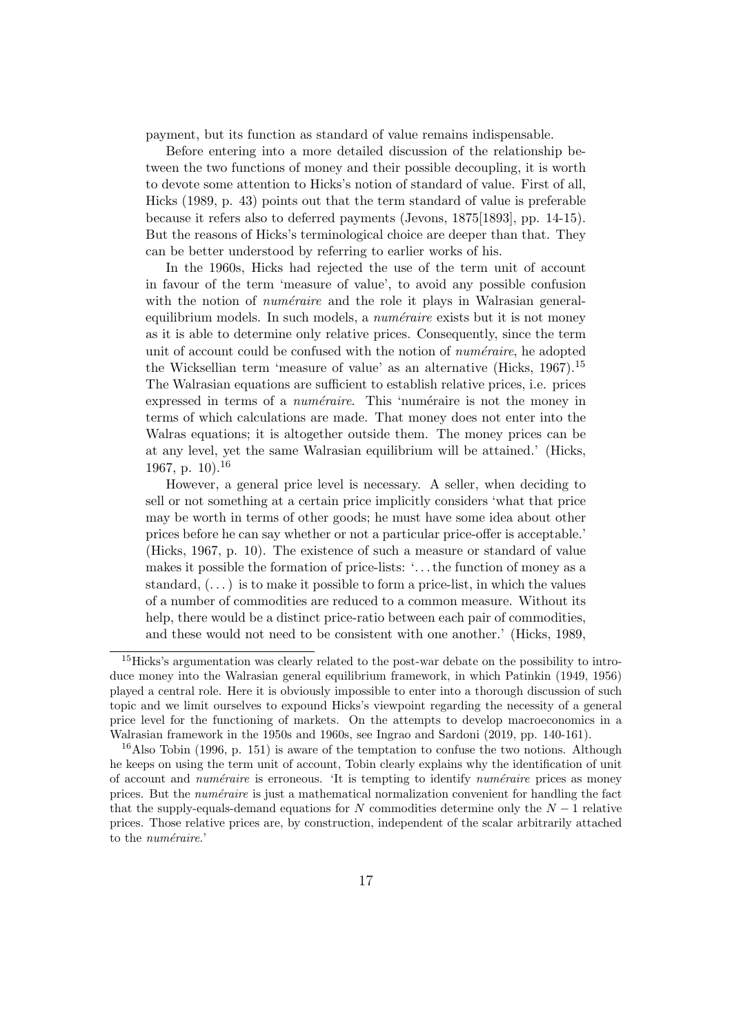payment, but its function as standard of value remains indispensable.

Before entering into a more detailed discussion of the relationship between the two functions of money and their possible decoupling, it is worth to devote some attention to Hicks's notion of standard of value. First of all, Hicks (1989, p. 43) points out that the term standard of value is preferable because it refers also to deferred payments (Jevons, 1875[1893], pp. 14-15). But the reasons of Hicks's terminological choice are deeper than that. They can be better understood by referring to earlier works of his.

In the 1960s, Hicks had rejected the use of the term unit of account in favour of the term 'measure of value', to avoid any possible confusion with the notion of *numéraire* and the role it plays in Walrasian general-equilibrium models. In such models, a *numéraire* exists but it is not money as it is able to determine only relative prices. Consequently, since the term unit of account could be confused with the notion of *numéraire*, he adopted the Wicksellian term 'measure of value' as an alternative (Hicks, 1967).[15] The Walrasian equations are sufficient to establish relative prices, i.e. prices expressed in terms of a *numéraire*. This 'numéraire is not the money in terms of which calculations are made. That money does not enter into the Walras equations; it is altogether outside them. The money prices can be at any level, yet the same Walrasian equilibrium will be attained.' (Hicks, 1967, p. 10).[16]

However, a general price level is necessary. A seller, when deciding to sell or not something at a certain price implicitly considers 'what that price may be worth in terms of other goods; he must have some idea about other prices before he can say whether or not a particular price-offer is acceptable.' (Hicks, 1967, p. 10). The existence of such a measure or standard of value makes it possible the formation of price-lists: '. . . the function of money as a standard, (. . . ) is to make it possible to form a price-list, in which the values of a number of commodities are reduced to a common measure. Without its help, there would be a distinct price-ratio between each pair of commodities, and these would not need to be consistent with one another.' (Hicks, 1989,

[15] Hicks's argumentation was clearly related to the post-war debate on the possibility to introduce money into the Walrasian general equilibrium framework, in which Patinkin (1949, 1956) played a central role. Here it is obviously impossible to enter into a thorough discussion of such topic and we limit ourselves to expound Hicks's viewpoint regarding the necessity of a general price level for the functioning of markets. On the attempts to develop macroeconomics in a Walrasian framework in the 1950s and 1960s, see Ingrao and Sardoni (2019, pp. 140-161).

[16] Also Tobin (1996, p. 151) is aware of the temptation to confuse the two notions. Although he keeps on using the term unit of account, Tobin clearly explains why the identification of unit of account and *numéraire* is erroneous. 'It is tempting to identify *numéraire* prices as money prices. But the *numéraire* is just a mathematical normalization convenient for handling the fact that the supply-equals-demand equations for $N$ commodities determine only the $N-1$ relative prices. Those relative prices are, by construction, independent of the scalar arbitrarily attached to the *numéraire*.'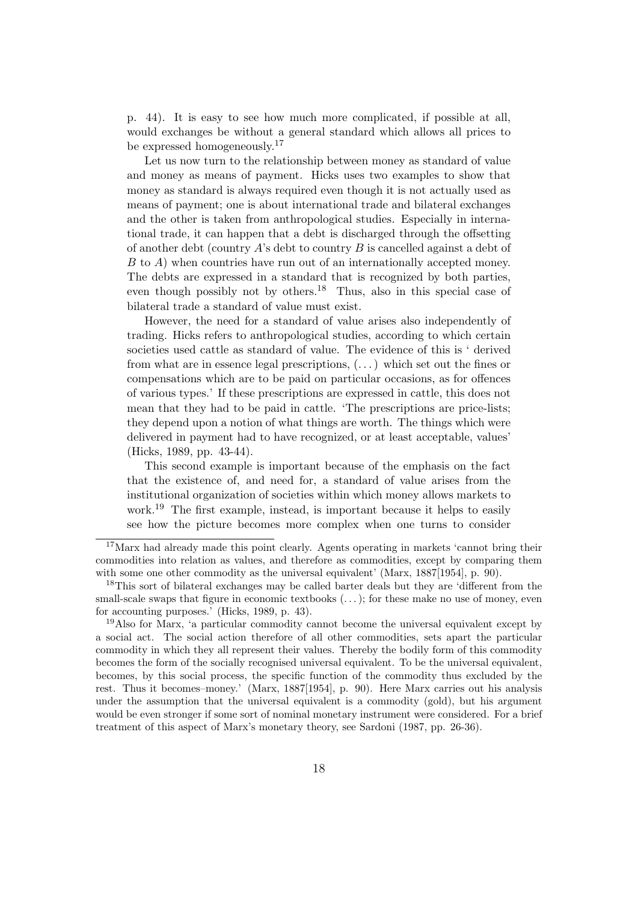p. 44). It is easy to see how much more complicated, if possible at all, would exchanges be without a general standard which allows all prices to be expressed homogeneously.[17]

Let us now turn to the relationship between money as standard of value and money as means of payment. Hicks uses two examples to show that money as standard is always required even though it is not actually used as means of payment; one is about international trade and bilateral exchanges and the other is taken from anthropological studies. Especially in international trade, it can happen that a debt is discharged through the offsetting of another debt (country $A$'s debt to country $B$ is cancelled against a debt of $B$ to $A$) when countries have run out of an internationally accepted money. The debts are expressed in a standard that is recognized by both parties, even though possibly not by others.[18] Thus, also in this special case of bilateral trade a standard of value must exist.

However, the need for a standard of value arises also independently of trading. Hicks refers to anthropological studies, according to which certain societies used cattle as standard of value. The evidence of this is ' derived from what are in essence legal prescriptions, (...) which set out the fines or compensations which are to be paid on particular occasions, as for offences of various types.' If these prescriptions are expressed in cattle, this does not mean that they had to be paid in cattle. 'The prescriptions are price-lists; they depend upon a notion of what things are worth. The things which were delivered in payment had to have recognized, or at least acceptable, values' (Hicks, 1989, pp. 43-44).

This second example is important because of the emphasis on the fact that the existence of, and need for, a standard of value arises from the institutional organization of societies within which money allows markets to work.[19] The first example, instead, is important because it helps to easily see how the picture becomes more complex when one turns to consider

[17] Marx had already made this point clearly. Agents operating in markets 'cannot bring their commodities into relation as values, and therefore as commodities, except by comparing them with some one other commodity as the universal equivalent' (Marx, 1887[1954], p. 90).

[18] This sort of bilateral exchanges may be called barter deals but they are 'different from the small-scale swaps that figure in economic textbooks (...); for these make no use of money, even for accounting purposes.' (Hicks, 1989, p. 43).

[19] Also for Marx, 'a particular commodity cannot become the universal equivalent except by a social act. The social action therefore of all other commodities, sets apart the particular commodity in which they all represent their values. Thereby the bodily form of this commodity becomes the form of the socially recognised universal equivalent. To be the universal equivalent, becomes, by this social process, the specific function of the commodity thus excluded by the rest. Thus it becomes–money.' (Marx, 1887[1954], p. 90). Here Marx carries out his analysis under the assumption that the universal equivalent is a commodity (gold), but his argument would be even stronger if some sort of nominal monetary instrument were considered. For a brief treatment of this aspect of Marx's monetary theory, see Sardoni (1987, pp. 26-36).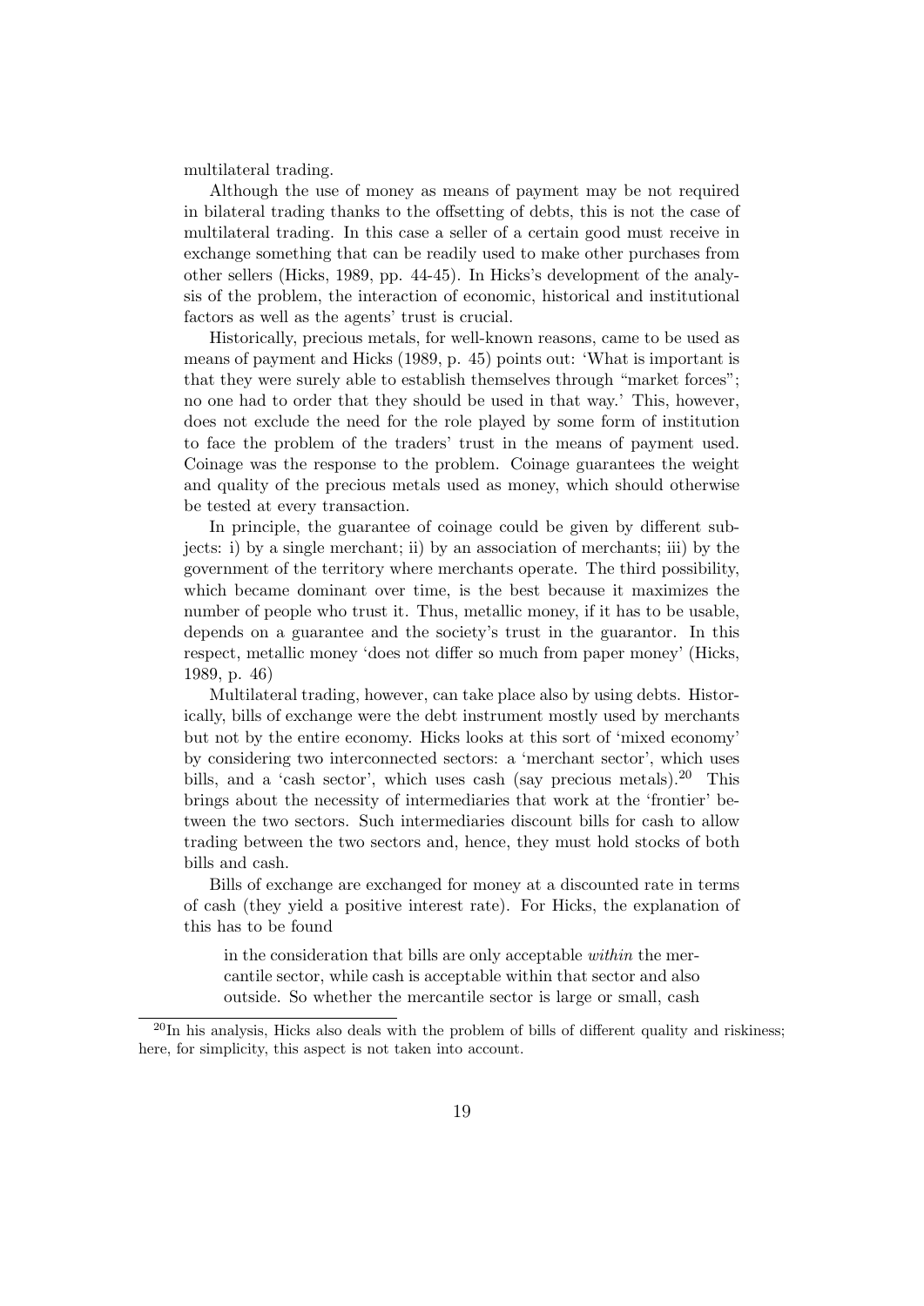multilateral trading.

Although the use of money as means of payment may be not required in bilateral trading thanks to the offsetting of debts, this is not the case of multilateral trading. In this case a seller of a certain good must receive in exchange something that can be readily used to make other purchases from other sellers (Hicks, 1989, pp. 44-45). In Hicks's development of the analysis of the problem, the interaction of economic, historical and institutional factors as well as the agents' trust is crucial.

Historically, precious metals, for well-known reasons, came to be used as means of payment and Hicks (1989, p. 45) points out: 'What is important is that they were surely able to establish themselves through "market forces"; no one had to order that they should be used in that way.' This, however, does not exclude the need for the role played by some form of institution to face the problem of the traders' trust in the means of payment used. Coinage was the response to the problem. Coinage guarantees the weight and quality of the precious metals used as money, which should otherwise be tested at every transaction.

In principle, the guarantee of coinage could be given by different subjects: i) by a single merchant; ii) by an association of merchants; iii) by the government of the territory where merchants operate. The third possibility, which became dominant over time, is the best because it maximizes the number of people who trust it. Thus, metallic money, if it has to be usable, depends on a guarantee and the society's trust in the guarantor. In this respect, metallic money 'does not differ so much from paper money' (Hicks, 1989, p. 46)

Multilateral trading, however, can take place also by using debts. Historically, bills of exchange were the debt instrument mostly used by merchants but not by the entire economy. Hicks looks at this sort of 'mixed economy' by considering two interconnected sectors: a 'merchant sector', which uses bills, and a 'cash sector', which uses cash (say precious metals).[20] This brings about the necessity of intermediaries that work at the 'frontier' between the two sectors. Such intermediaries discount bills for cash to allow trading between the two sectors and, hence, they must hold stocks of both bills and cash.

Bills of exchange are exchanged for money at a discounted rate in terms of cash (they yield a positive interest rate). For Hicks, the explanation of this has to be found

> in the consideration that bills are only acceptable *within* the mercantile sector, while cash is acceptable within that sector and also outside. So whether the mercantile sector is large or small, cash

[20] In his analysis, Hicks also deals with the problem of bills of different quality and riskiness; here, for simplicity, this aspect is not taken into account.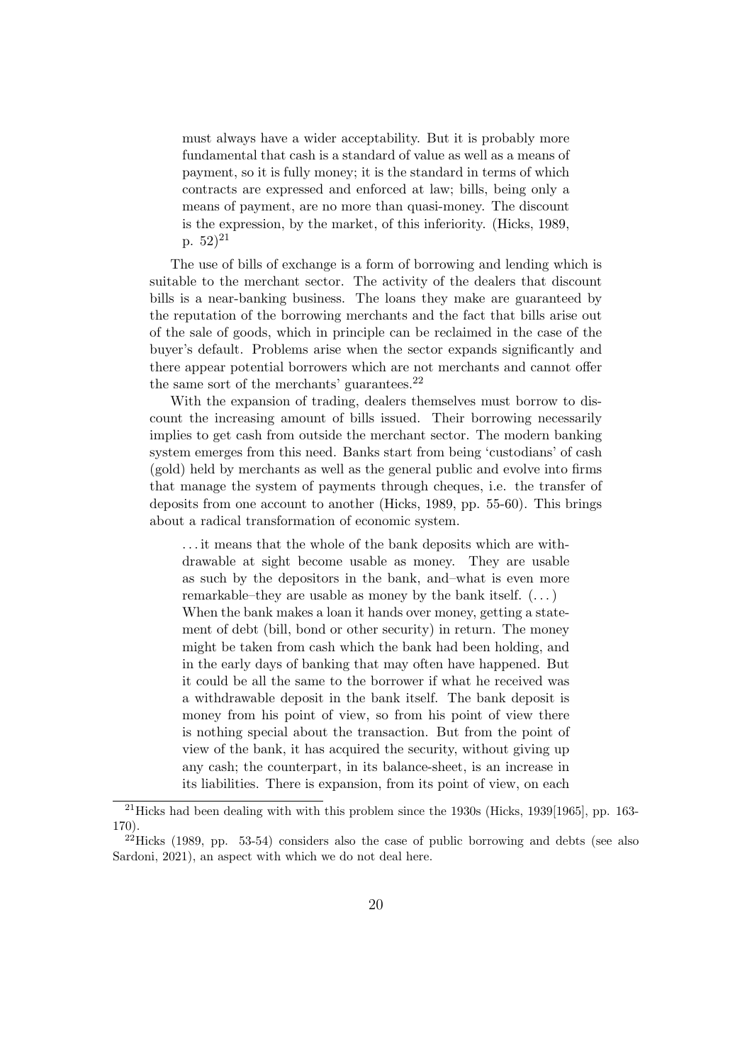> must always have a wider acceptability. But it is probably more fundamental that cash is a standard of value as well as a means of payment, so it is fully money; it is the standard in terms of which contracts are expressed and enforced at law; bills, being only a means of payment, are no more than quasi-money. The discount is the expression, by the market, of this inferiority. (Hicks, 1989, p. 52)[21]

The use of bills of exchange is a form of borrowing and lending which is suitable to the merchant sector. The activity of the dealers that discount bills is a near-banking business. The loans they make are guaranteed by the reputation of the borrowing merchants and the fact that bills arise out of the sale of goods, which in principle can be reclaimed in the case of the buyer's default. Problems arise when the sector expands significantly and there appear potential borrowers which are not merchants and cannot offer the same sort of the merchants' guarantees.[22]

With the expansion of trading, dealers themselves must borrow to discount the increasing amount of bills issued. Their borrowing necessarily implies to get cash from outside the merchant sector. The modern banking system emerges from this need. Banks start from being 'custodians' of cash (gold) held by merchants as well as the general public and evolve into firms that manage the system of payments through cheques, i.e. the transfer of deposits from one account to another (Hicks, 1989, pp. 55-60). This brings about a radical transformation of economic system.

> ... it means that the whole of the bank deposits which are withdrawable at sight become usable as money. They are usable as such by the depositors in the bank, and–what is even more remarkable–they are usable as money by the bank itself. (...) When the bank makes a loan it hands over money, getting a statement of debt (bill, bond or other security) in return. The money might be taken from cash which the bank had been holding, and in the early days of banking that may often have happened. But it could be all the same to the borrower if what he received was a withdrawable deposit in the bank itself. The bank deposit is money from his point of view, so from his point of view there is nothing special about the transaction. But from the point of view of the bank, it has acquired the security, without giving up any cash; the counterpart, in its balance-sheet, is an increase in its liabilities. There is expansion, from its point of view, on each

[21] Hicks had been dealing with with this problem since the 1930s (Hicks, 1939[1965], pp. 163-170).

[22] Hicks (1989, pp. 53-54) considers also the case of public borrowing and debts (see also Sardoni, 2021), an aspect with which we do not deal here.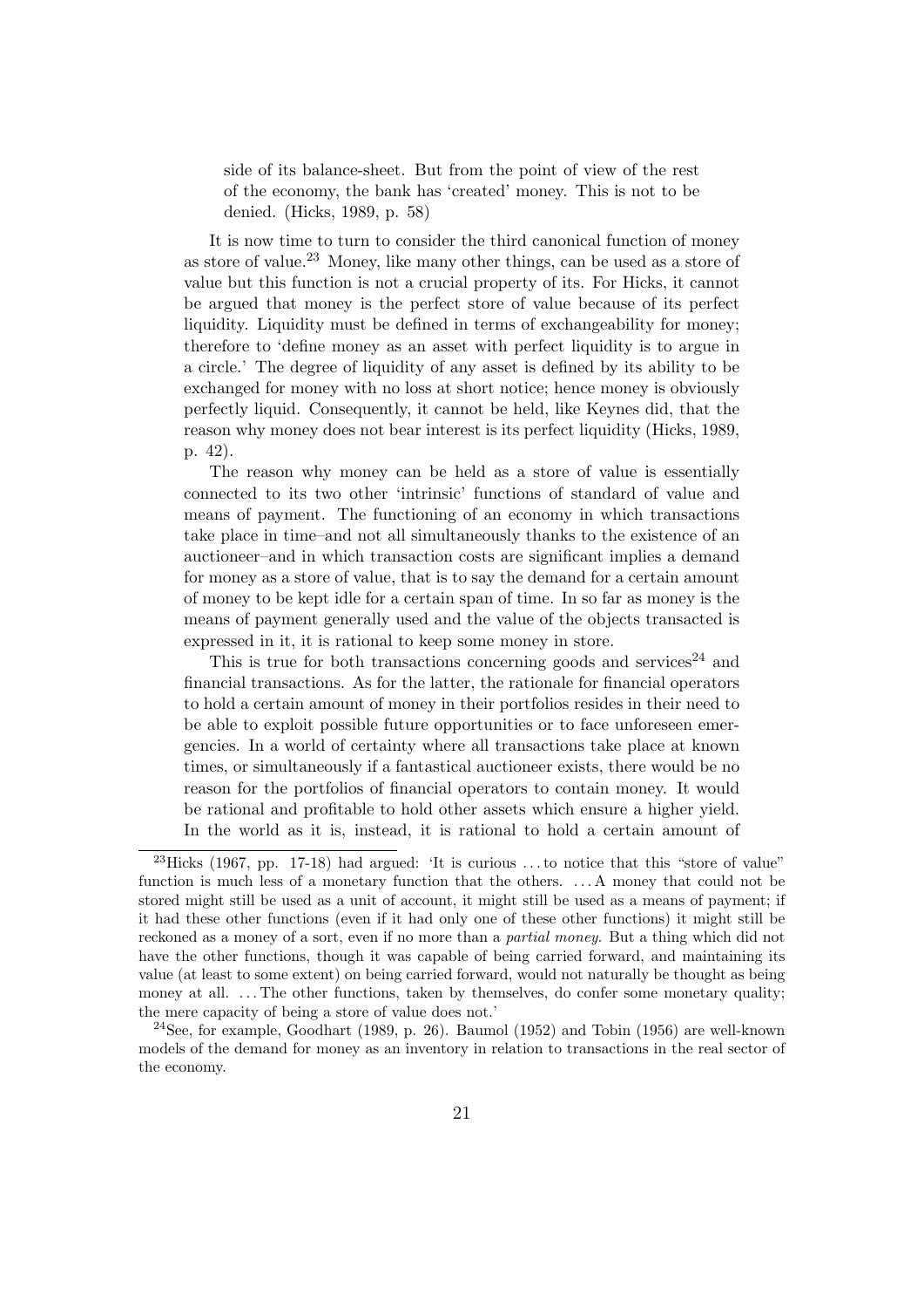> side of its balance-sheet. But from the point of view of the rest of the economy, the bank has 'created' money. This is not to be denied. (Hicks, 1989, p. 58)

It is now time to turn to consider the third canonical function of money as store of value.[23] Money, like many other things, can be used as a store of value but this function is not a crucial property of its. For Hicks, it cannot be argued that money is the perfect store of value because of its perfect liquidity. Liquidity must be defined in terms of exchangeability for money; therefore to 'define money as an asset with perfect liquidity is to argue in a circle.' The degree of liquidity of any asset is defined by its ability to be exchanged for money with no loss at short notice; hence money is obviously perfectly liquid. Consequently, it cannot be held, like Keynes did, that the reason why money does not bear interest is its perfect liquidity (Hicks, 1989, p. 42).

The reason why money can be held as a store of value is essentially connected to its two other 'intrinsic' functions of standard of value and means of payment. The functioning of an economy in which transactions take place in time–and not all simultaneously thanks to the existence of an auctioneer–and in which transaction costs are significant implies a demand for money as a store of value, that is to say the demand for a certain amount of money to be kept idle for a certain span of time. In so far as money is the means of payment generally used and the value of the objects transacted is expressed in it, it is rational to keep some money in store.

This is true for both transactions concerning goods and services[24] and financial transactions. As for the latter, the rationale for financial operators to hold a certain amount of money in their portfolios resides in their need to be able to exploit possible future opportunities or to face unforeseen emergencies. In a world of certainty where all transactions take place at known times, or simultaneously if a fantastical auctioneer exists, there would be no reason for the portfolios of financial operators to contain money. It would be rational and profitable to hold other assets which ensure a higher yield. In the world as it is, instead, it is rational to hold a certain amount of

---

[23] Hicks (1967, pp. 17-18) had argued: 'It is curious ... to notice that this "store of value" function is much less of a monetary function that the others. ... A money that could not be stored might still be used as a unit of account, it might still be used as a means of payment; if it had these other functions (even if it had only one of these other functions) it might still be reckoned as a money of a sort, even if no more than a *partial money*. But a thing which did not have the other functions, though it was capable of being carried forward, and maintaining its value (at least to some extent) on being carried forward, would not naturally be thought as being money at all. ... The other functions, taken by themselves, do confer some monetary quality; the mere capacity of being a store of value does not.'

[24] See, for example, Goodhart (1989, p. 26). Baumol (1952) and Tobin (1956) are well-known models of the demand for money as an inventory in relation to transactions in the real sector of the economy.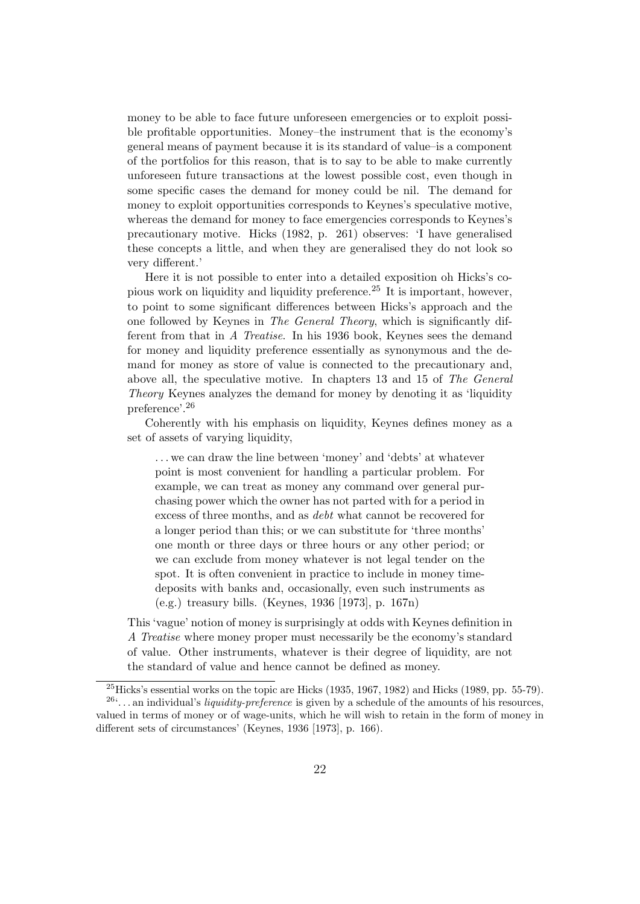money to be able to face future unforeseen emergencies or to exploit possible profitable opportunities. Money–the instrument that is the economy's general means of payment because it is its standard of value–is a component of the portfolios for this reason, that is to say to be able to make currently unforeseen future transactions at the lowest possible cost, even though in some specific cases the demand for money could be nil. The demand for money to exploit opportunities corresponds to Keynes's speculative motive, whereas the demand for money to face emergencies corresponds to Keynes's precautionary motive. Hicks (1982, p. 261) observes: 'I have generalised these concepts a little, and when they are generalised they do not look so very different.'

Here it is not possible to enter into a detailed exposition oh Hicks's copious work on liquidity and liquidity preference.[25] It is important, however, to point to some significant differences between Hicks's approach and the one followed by Keynes in *The General Theory*, which is significantly different from that in *A Treatise*. In his 1936 book, Keynes sees the demand for money and liquidity preference essentially as synonymous and the demand for money as store of value is connected to the precautionary and, above all, the speculative motive. In chapters 13 and 15 of *The General Theory* Keynes analyzes the demand for money by denoting it as 'liquidity preference'.[26]

Coherently with his emphasis on liquidity, Keynes defines money as a set of assets of varying liquidity,

> . . . we can draw the line between 'money' and 'debts' at whatever point is most convenient for handling a particular problem. For example, we can treat as money any command over general purchasing power which the owner has not parted with for a period in excess of three months, and as *debt* what cannot be recovered for a longer period than this; or we can substitute for 'three months' one month or three days or three hours or any other period; or we can exclude from money whatever is not legal tender on the spot. It is often convenient in practice to include in money time-deposits with banks and, occasionally, even such instruments as (e.g.) treasury bills. (Keynes, 1936 [1973], p. 167n)

This 'vague' notion of money is surprisingly at odds with Keynes definition in *A Treatise* where money proper must necessarily be the economy's standard of value. Other instruments, whatever is their degree of liquidity, are not the standard of value and hence cannot be defined as money.

---

[25] Hicks's essential works on the topic are Hicks (1935, 1967, 1982) and Hicks (1989, pp. 55-79).

[26] '. . . an individual's *liquidity-preference* is given by a schedule of the amounts of his resources, valued in terms of money or of wage-units, which he will wish to retain in the form of money in different sets of circumstances' (Keynes, 1936 [1973], p. 166).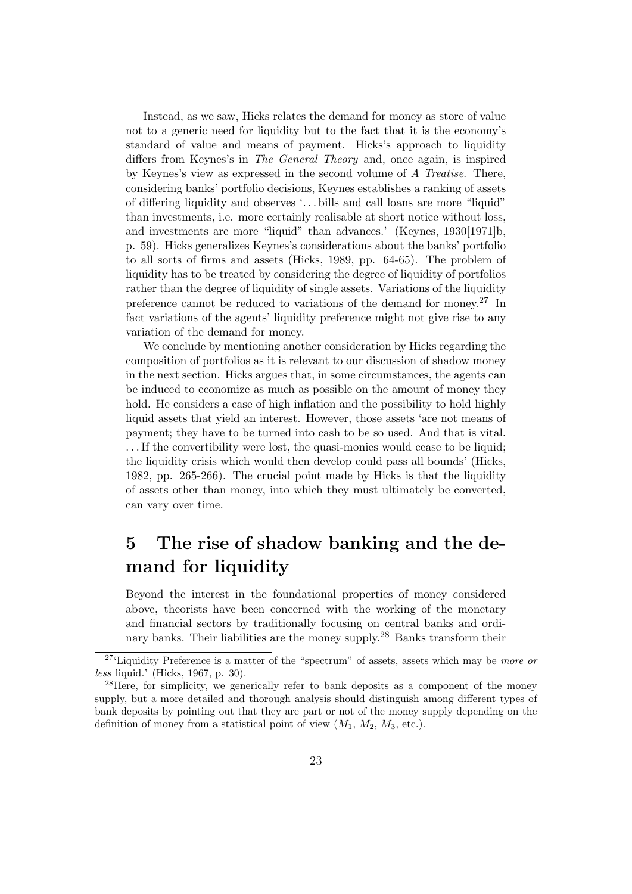Instead, as we saw, Hicks relates the demand for money as store of value not to a generic need for liquidity but to the fact that it is the economy's standard of value and means of payment. Hicks's approach to liquidity differs from Keynes's in *The General Theory* and, once again, is inspired by Keynes's view as expressed in the second volume of *A Treatise*. There, considering banks' portfolio decisions, Keynes establishes a ranking of assets of differing liquidity and observes '... bills and call loans are more "liquid" than investments, i.e. more certainly realisable at short notice without loss, and investments are more "liquid" than advances.' (Keynes, 1930[1971]b, p. 59). Hicks generalizes Keynes's considerations about the banks' portfolio to all sorts of firms and assets (Hicks, 1989, pp. 64-65). The problem of liquidity has to be treated by considering the degree of liquidity of portfolios rather than the degree of liquidity of single assets. Variations of the liquidity preference cannot be reduced to variations of the demand for money.[27] In fact variations of the agents' liquidity preference might not give rise to any variation of the demand for money.

We conclude by mentioning another consideration by Hicks regarding the composition of portfolios as it is relevant to our discussion of shadow money in the next section. Hicks argues that, in some circumstances, the agents can be induced to economize as much as possible on the amount of money they hold. He considers a case of high inflation and the possibility to hold highly liquid assets that yield an interest. However, those assets 'are not means of payment; they have to be turned into cash to be so used. And that is vital. ... If the convertibility were lost, the quasi-monies would cease to be liquid; the liquidity crisis which would then develop could pass all bounds' (Hicks, 1982, pp. 265-266). The crucial point made by Hicks is that the liquidity of assets other than money, into which they must ultimately be converted, can vary over time.

# 5 The rise of shadow banking and the demand for liquidity

Beyond the interest in the foundational properties of money considered above, theorists have been concerned with the working of the monetary and financial sectors by traditionally focusing on central banks and ordinary banks. Their liabilities are the money supply.[28] Banks transform their

[27]'Liquidity Preference is a matter of the "spectrum" of assets, assets which may be *more or less* liquid.' (Hicks, 1967, p. 30).

[28]Here, for simplicity, we generically refer to bank deposits as a component of the money supply, but a more detailed and thorough analysis should distinguish among different types of bank deposits by pointing out that they are part or not of the money supply depending on the definition of money from a statistical point of view ($M_1$, $M_2$, $M_3$, etc.).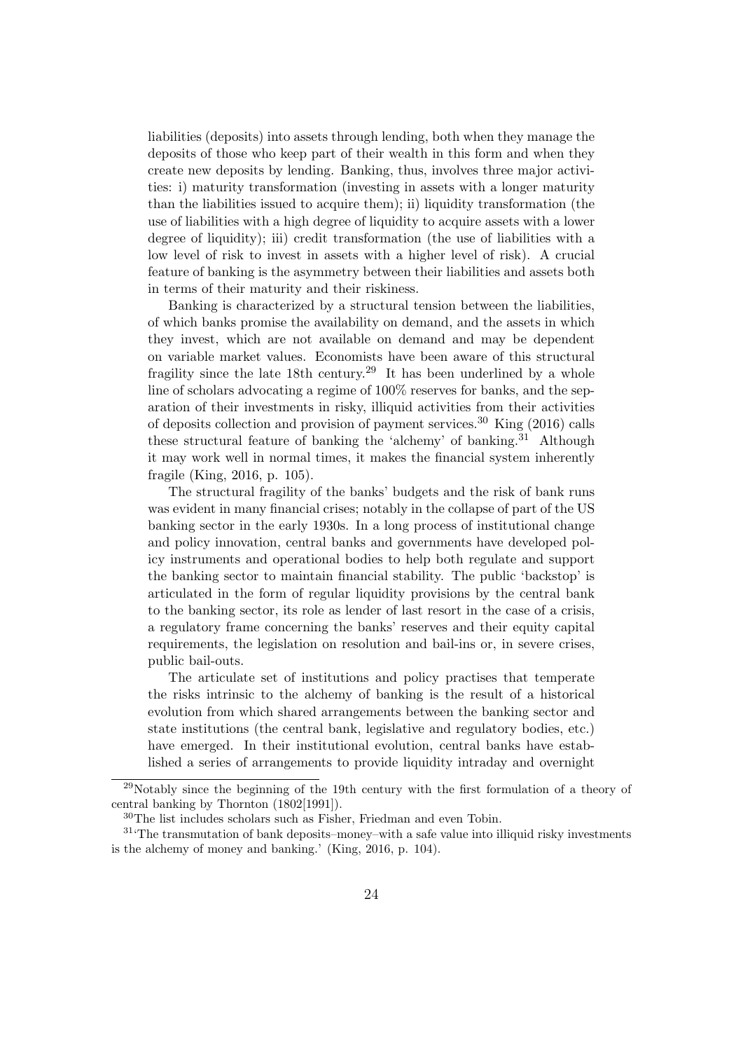liabilities (deposits) into assets through lending, both when they manage the deposits of those who keep part of their wealth in this form and when they create new deposits by lending. Banking, thus, involves three major activities: i) maturity transformation (investing in assets with a longer maturity than the liabilities issued to acquire them); ii) liquidity transformation (the use of liabilities with a high degree of liquidity to acquire assets with a lower degree of liquidity); iii) credit transformation (the use of liabilities with a low level of risk to invest in assets with a higher level of risk). A crucial feature of banking is the asymmetry between their liabilities and assets both in terms of their maturity and their riskiness.

Banking is characterized by a structural tension between the liabilities, of which banks promise the availability on demand, and the assets in which they invest, which are not available on demand and may be dependent on variable market values. Economists have been aware of this structural fragility since the late 18th century.[29] It has been underlined by a whole line of scholars advocating a regime of 100% reserves for banks, and the separation of their investments in risky, illiquid activities from their activities of deposits collection and provision of payment services.[30] King (2016) calls these structural feature of banking the 'alchemy' of banking.[31] Although it may work well in normal times, it makes the financial system inherently fragile (King, 2016, p. 105).

The structural fragility of the banks' budgets and the risk of bank runs was evident in many financial crises; notably in the collapse of part of the US banking sector in the early 1930s. In a long process of institutional change and policy innovation, central banks and governments have developed policy instruments and operational bodies to help both regulate and support the banking sector to maintain financial stability. The public 'backstop' is articulated in the form of regular liquidity provisions by the central bank to the banking sector, its role as lender of last resort in the case of a crisis, a regulatory frame concerning the banks' reserves and their equity capital requirements, the legislation on resolution and bail-ins or, in severe crises, public bail-outs.

The articulate set of institutions and policy practises that temperate the risks intrinsic to the alchemy of banking is the result of a historical evolution from which shared arrangements between the banking sector and state institutions (the central bank, legislative and regulatory bodies, etc.) have emerged. In their institutional evolution, central banks have established a series of arrangements to provide liquidity intraday and overnight

[29] Notably since the beginning of the 19th century with the first formulation of a theory of central banking by Thornton (1802[1991]).

[30] The list includes scholars such as Fisher, Friedman and even Tobin.

[31] 'The transmutation of bank deposits–money–with a safe value into illiquid risky investments is the alchemy of money and banking.' (King, 2016, p. 104).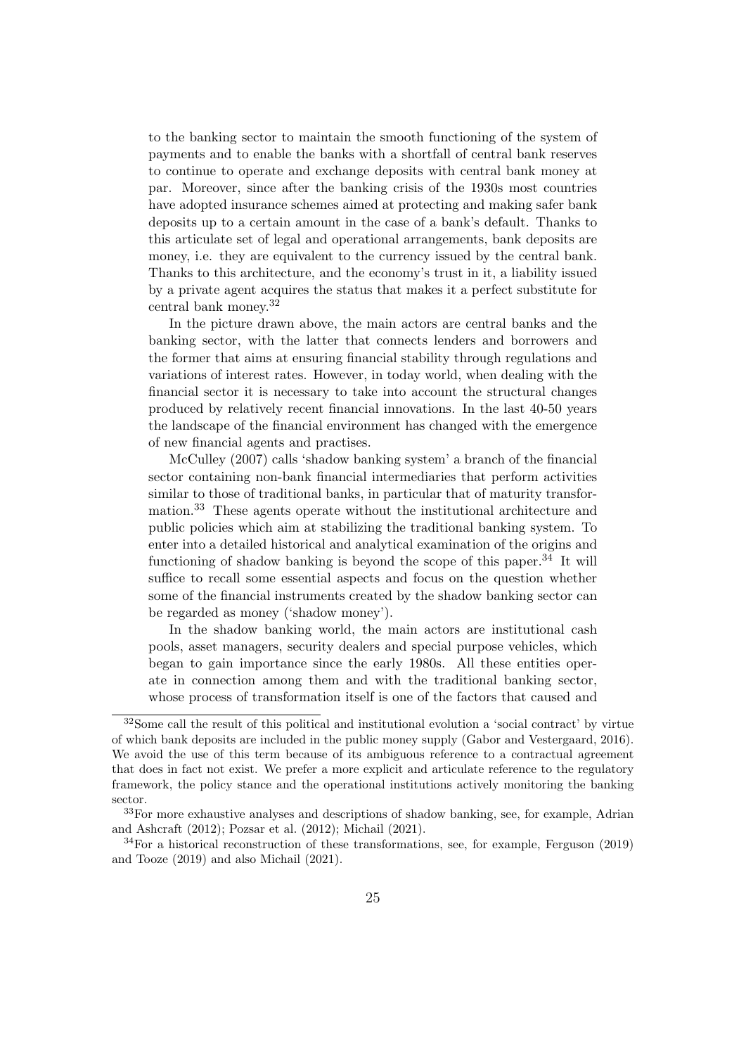to the banking sector to maintain the smooth functioning of the system of payments and to enable the banks with a shortfall of central bank reserves to continue to operate and exchange deposits with central bank money at par. Moreover, since after the banking crisis of the 1930s most countries have adopted insurance schemes aimed at protecting and making safer bank deposits up to a certain amount in the case of a bank's default. Thanks to this articulate set of legal and operational arrangements, bank deposits are money, i.e. they are equivalent to the currency issued by the central bank. Thanks to this architecture, and the economy's trust in it, a liability issued by a private agent acquires the status that makes it a perfect substitute for central bank money.[32]

In the picture drawn above, the main actors are central banks and the banking sector, with the latter that connects lenders and borrowers and the former that aims at ensuring financial stability through regulations and variations of interest rates. However, in today world, when dealing with the financial sector it is necessary to take into account the structural changes produced by relatively recent financial innovations. In the last 40-50 years the landscape of the financial environment has changed with the emergence of new financial agents and practises.

McCulley (2007) calls 'shadow banking system' a branch of the financial sector containing non-bank financial intermediaries that perform activities similar to those of traditional banks, in particular that of maturity transformation.[33] These agents operate without the institutional architecture and public policies which aim at stabilizing the traditional banking system. To enter into a detailed historical and analytical examination of the origins and functioning of shadow banking is beyond the scope of this paper.[34] It will suffice to recall some essential aspects and focus on the question whether some of the financial instruments created by the shadow banking sector can be regarded as money ('shadow money').

In the shadow banking world, the main actors are institutional cash pools, asset managers, security dealers and special purpose vehicles, which began to gain importance since the early 1980s. All these entities operate in connection among them and with the traditional banking sector, whose process of transformation itself is one of the factors that caused and

[32] Some call the result of this political and institutional evolution a 'social contract' by virtue of which bank deposits are included in the public money supply (Gabor and Vestergaard, 2016). We avoid the use of this term because of its ambiguous reference to a contractual agreement that does in fact not exist. We prefer a more explicit and articulate reference to the regulatory framework, the policy stance and the operational institutions actively monitoring the banking sector.

[33] For more exhaustive analyses and descriptions of shadow banking, see, for example, Adrian and Ashcraft (2012); Pozsar et al. (2012); Michail (2021).

[34] For a historical reconstruction of these transformations, see, for example, Ferguson (2019) and Tooze (2019) and also Michail (2021).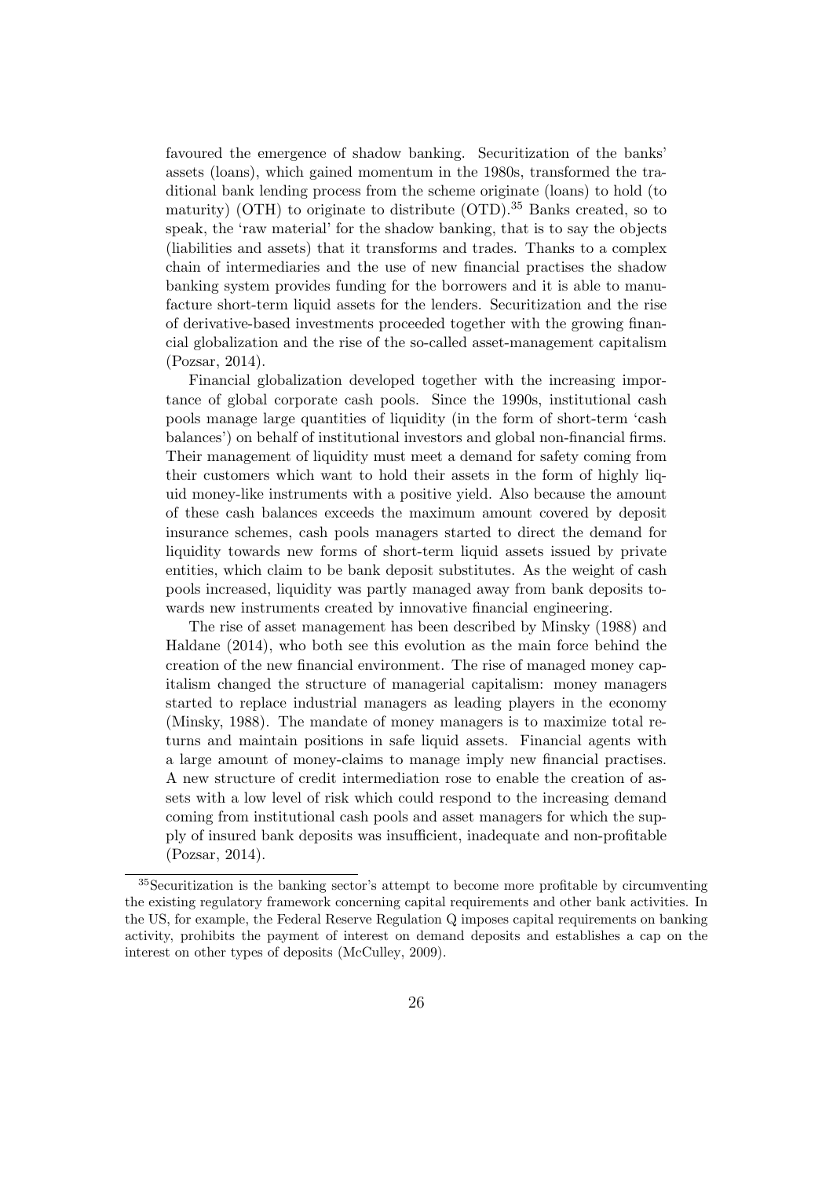favoured the emergence of shadow banking. Securitization of the banks' assets (loans), which gained momentum in the 1980s, transformed the traditional bank lending process from the scheme originate (loans) to hold (to maturity) (OTH) to originate to distribute (OTD).[35] Banks created, so to speak, the 'raw material' for the shadow banking, that is to say the objects (liabilities and assets) that it transforms and trades. Thanks to a complex chain of intermediaries and the use of new financial practises the shadow banking system provides funding for the borrowers and it is able to manufacture short-term liquid assets for the lenders. Securitization and the rise of derivative-based investments proceeded together with the growing financial globalization and the rise of the so-called asset-management capitalism (Pozsar, 2014).

Financial globalization developed together with the increasing importance of global corporate cash pools. Since the 1990s, institutional cash pools manage large quantities of liquidity (in the form of short-term 'cash balances') on behalf of institutional investors and global non-financial firms. Their management of liquidity must meet a demand for safety coming from their customers which want to hold their assets in the form of highly liquid money-like instruments with a positive yield. Also because the amount of these cash balances exceeds the maximum amount covered by deposit insurance schemes, cash pools managers started to direct the demand for liquidity towards new forms of short-term liquid assets issued by private entities, which claim to be bank deposit substitutes. As the weight of cash pools increased, liquidity was partly managed away from bank deposits towards new instruments created by innovative financial engineering.

The rise of asset management has been described by Minsky (1988) and Haldane (2014), who both see this evolution as the main force behind the creation of the new financial environment. The rise of managed money capitalism changed the structure of managerial capitalism: money managers started to replace industrial managers as leading players in the economy (Minsky, 1988). The mandate of money managers is to maximize total returns and maintain positions in safe liquid assets. Financial agents with a large amount of money-claims to manage imply new financial practises. A new structure of credit intermediation rose to enable the creation of assets with a low level of risk which could respond to the increasing demand coming from institutional cash pools and asset managers for which the supply of insured bank deposits was insufficient, inadequate and non-profitable (Pozsar, 2014).

[35]Securitization is the banking sector's attempt to become more profitable by circumventing the existing regulatory framework concerning capital requirements and other bank activities. In the US, for example, the Federal Reserve Regulation Q imposes capital requirements on banking activity, prohibits the payment of interest on demand deposits and establishes a cap on the interest on other types of deposits (McCulley, 2009).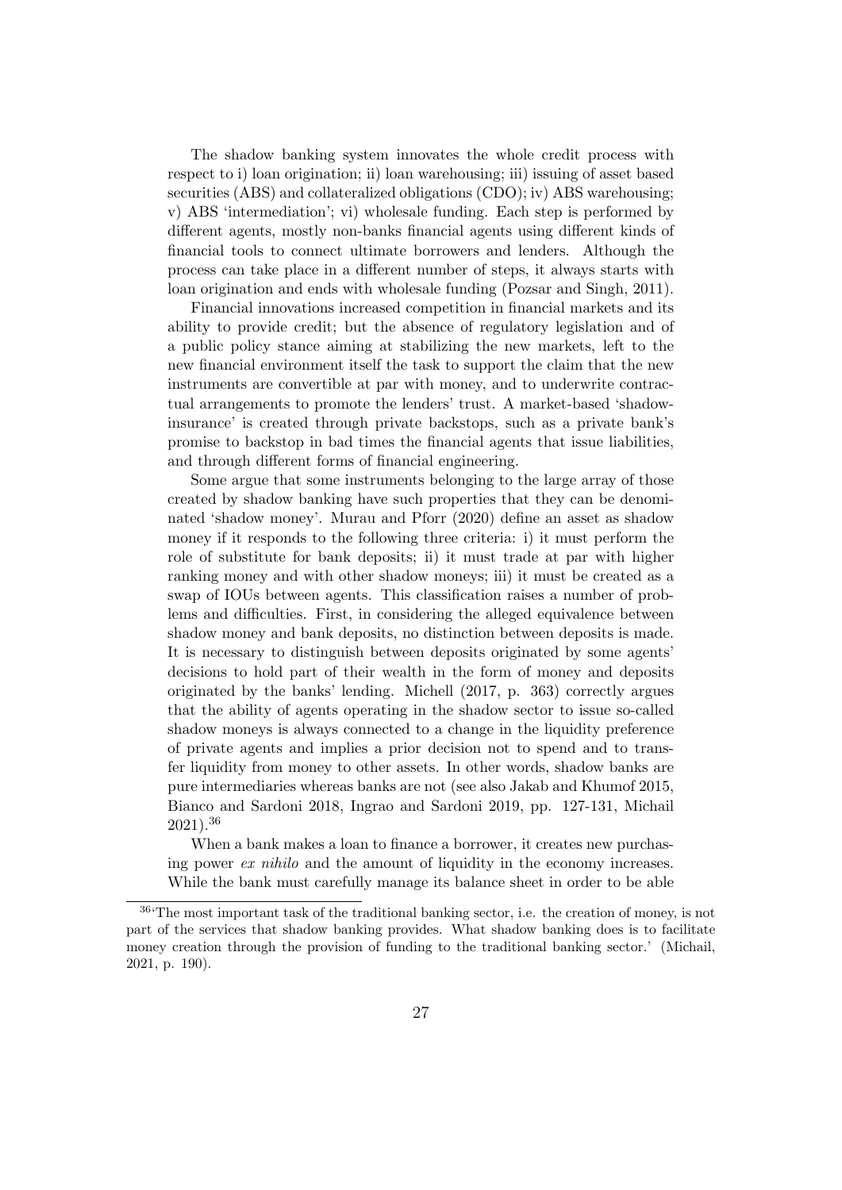The shadow banking system innovates the whole credit process with respect to i) loan origination; ii) loan warehousing; iii) issuing of asset based securities (ABS) and collateralized obligations (CDO); iv) ABS warehousing; v) ABS 'intermediation'; vi) wholesale funding. Each step is performed by different agents, mostly non-banks financial agents using different kinds of financial tools to connect ultimate borrowers and lenders. Although the process can take place in a different number of steps, it always starts with loan origination and ends with wholesale funding (Pozsar and Singh, 2011).

Financial innovations increased competition in financial markets and its ability to provide credit; but the absence of regulatory legislation and of a public policy stance aiming at stabilizing the new markets, left to the new financial environment itself the task to support the claim that the new instruments are convertible at par with money, and to underwrite contractual arrangements to promote the lenders' trust. A market-based 'shadow-insurance' is created through private backstops, such as a private bank's promise to backstop in bad times the financial agents that issue liabilities, and through different forms of financial engineering.

Some argue that some instruments belonging to the large array of those created by shadow banking have such properties that they can be denominated 'shadow money'. Murau and Pforr (2020) define an asset as shadow money if it responds to the following three criteria: i) it must perform the role of substitute for bank deposits; ii) it must trade at par with higher ranking money and with other shadow moneys; iii) it must be created as a swap of IOUs between agents. This classification raises a number of problems and difficulties. First, in considering the alleged equivalence between shadow money and bank deposits, no distinction between deposits is made. It is necessary to distinguish between deposits originated by some agents' decisions to hold part of their wealth in the form of money and deposits originated by the banks' lending. Michell (2017, p. 363) correctly argues that the ability of agents operating in the shadow sector to issue so-called shadow moneys is always connected to a change in the liquidity preference of private agents and implies a prior decision not to spend and to transfer liquidity from money to other assets. In other words, shadow banks are pure intermediaries whereas banks are not (see also Jakab and Khumof 2015, Bianco and Sardoni 2018, Ingrao and Sardoni 2019, pp. 127-131, Michail 2021).[36]

When a bank makes a loan to finance a borrower, it creates new purchasing power *ex nihilo* and the amount of liquidity in the economy increases. While the bank must carefully manage its balance sheet in order to be able

[36] 'The most important task of the traditional banking sector, i.e. the creation of money, is not part of the services that shadow banking provides. What shadow banking does is to facilitate money creation through the provision of funding to the traditional banking sector.' (Michail, 2021, p. 190).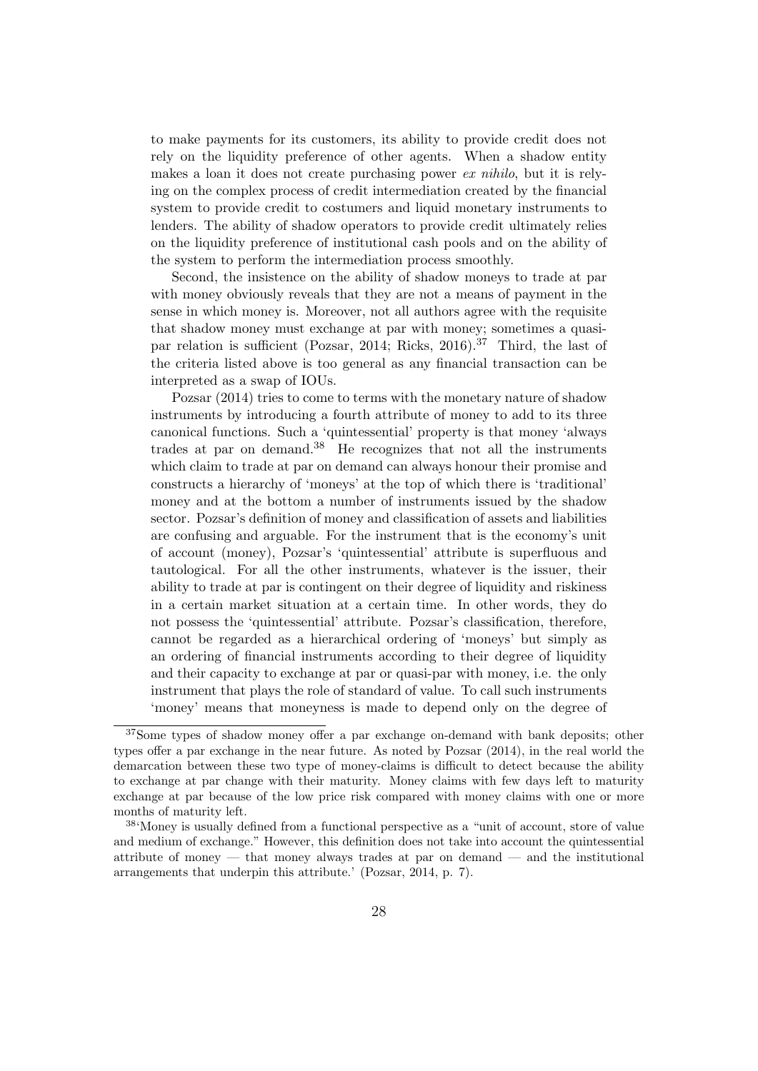to make payments for its customers, its ability to provide credit does not rely on the liquidity preference of other agents. When a shadow entity makes a loan it does not create purchasing power *ex nihilo*, but it is relying on the complex process of credit intermediation created by the financial system to provide credit to costumers and liquid monetary instruments to lenders. The ability of shadow operators to provide credit ultimately relies on the liquidity preference of institutional cash pools and on the ability of the system to perform the intermediation process smoothly.

Second, the insistence on the ability of shadow moneys to trade at par with money obviously reveals that they are not a means of payment in the sense in which money is. Moreover, not all authors agree with the requisite that shadow money must exchange at par with money; sometimes a quasi-par relation is sufficient (Pozsar, 2014; Ricks, 2016).[37] Third, the last of the criteria listed above is too general as any financial transaction can be interpreted as a swap of IOUs.

Pozsar (2014) tries to come to terms with the monetary nature of shadow instruments by introducing a fourth attribute of money to add to its three canonical functions. Such a 'quintessential' property is that money 'always trades at par on demand.[38] He recognizes that not all the instruments which claim to trade at par on demand can always honour their promise and constructs a hierarchy of 'moneys' at the top of which there is 'traditional' money and at the bottom a number of instruments issued by the shadow sector. Pozsar's definition of money and classification of assets and liabilities are confusing and arguable. For the instrument that is the economy's unit of account (money), Pozsar's 'quintessential' attribute is superfluous and tautological. For all the other instruments, whatever is the issuer, their ability to trade at par is contingent on their degree of liquidity and riskiness in a certain market situation at a certain time. In other words, they do not possess the 'quintessential' attribute. Pozsar's classification, therefore, cannot be regarded as a hierarchical ordering of 'moneys' but simply as an ordering of financial instruments according to their degree of liquidity and their capacity to exchange at par or quasi-par with money, i.e. the only instrument that plays the role of standard of value. To call such instruments 'money' means that moneyness is made to depend only on the degree of

[37] Some types of shadow money offer a par exchange on-demand with bank deposits; other types offer a par exchange in the near future. As noted by Pozsar (2014), in the real world the demarcation between these two type of money-claims is difficult to detect because the ability to exchange at par change with their maturity. Money claims with few days left to maturity exchange at par because of the low price risk compared with money claims with one or more months of maturity left.

[38] 'Money is usually defined from a functional perspective as a "unit of account, store of value and medium of exchange." However, this definition does not take into account the quintessential attribute of money — that money always trades at par on demand — and the institutional arrangements that underpin this attribute.' (Pozsar, 2014, p. 7).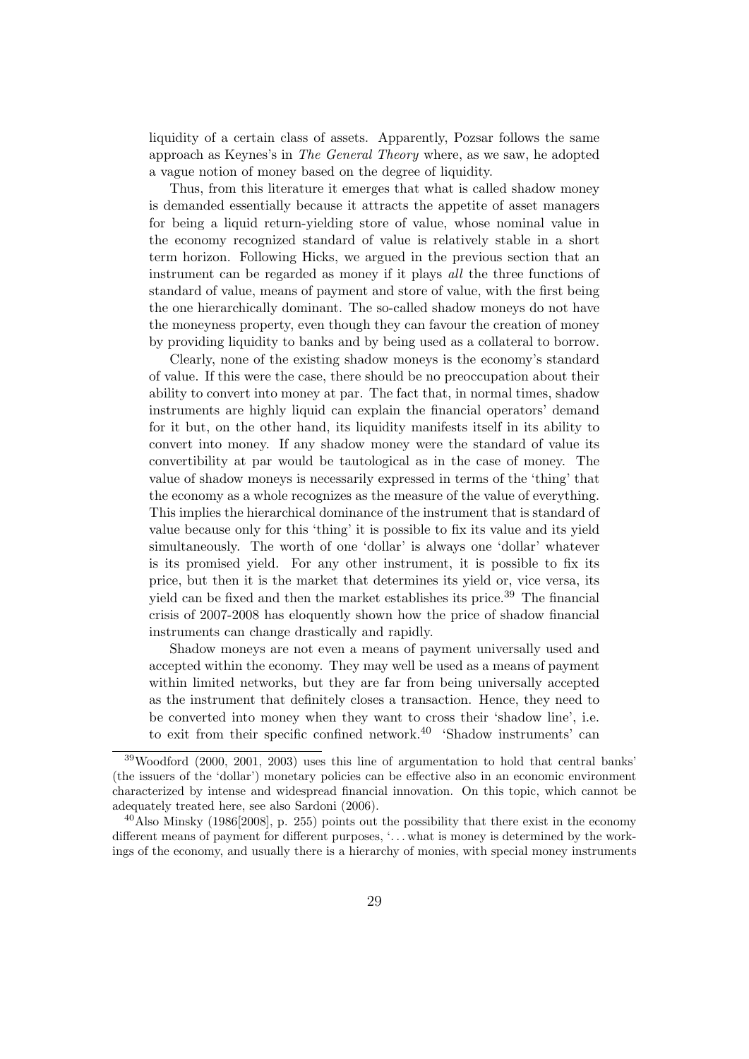liquidity of a certain class of assets. Apparently, Pozsar follows the same approach as Keynes's in *The General Theory* where, as we saw, he adopted a vague notion of money based on the degree of liquidity.

Thus, from this literature it emerges that what is called shadow money is demanded essentially because it attracts the appetite of asset managers for being a liquid return-yielding store of value, whose nominal value in the economy recognized standard of value is relatively stable in a short term horizon. Following Hicks, we argued in the previous section that an instrument can be regarded as money if it plays *all* the three functions of standard of value, means of payment and store of value, with the first being the one hierarchically dominant. The so-called shadow moneys do not have the moneyness property, even though they can favour the creation of money by providing liquidity to banks and by being used as a collateral to borrow.

Clearly, none of the existing shadow moneys is the economy's standard of value. If this were the case, there should be no preoccupation about their ability to convert into money at par. The fact that, in normal times, shadow instruments are highly liquid can explain the financial operators' demand for it but, on the other hand, its liquidity manifests itself in its ability to convert into money. If any shadow money were the standard of value its convertibility at par would be tautological as in the case of money. The value of shadow moneys is necessarily expressed in terms of the 'thing' that the economy as a whole recognizes as the measure of the value of everything. This implies the hierarchical dominance of the instrument that is standard of value because only for this 'thing' it is possible to fix its value and its yield simultaneously. The worth of one 'dollar' is always one 'dollar' whatever is its promised yield. For any other instrument, it is possible to fix its price, but then it is the market that determines its yield or, vice versa, its yield can be fixed and then the market establishes its price.[39] The financial crisis of 2007-2008 has eloquently shown how the price of shadow financial instruments can change drastically and rapidly.

Shadow moneys are not even a means of payment universally used and accepted within the economy. They may well be used as a means of payment within limited networks, but they are far from being universally accepted as the instrument that definitely closes a transaction. Hence, they need to be converted into money when they want to cross their 'shadow line', i.e. to exit from their specific confined network.[40] 'Shadow instruments' can

[39] Woodford (2000, 2001, 2003) uses this line of argumentation to hold that central banks' (the issuers of the 'dollar') monetary policies can be effective also in an economic environment characterized by intense and widespread financial innovation. On this topic, which cannot be adequately treated here, see also Sardoni (2006).

[40] Also Minsky (1986[2008], p. 255) points out the possibility that there exist in the economy different means of payment for different purposes, '. . . what is money is determined by the workings of the economy, and usually there is a hierarchy of monies, with special money instruments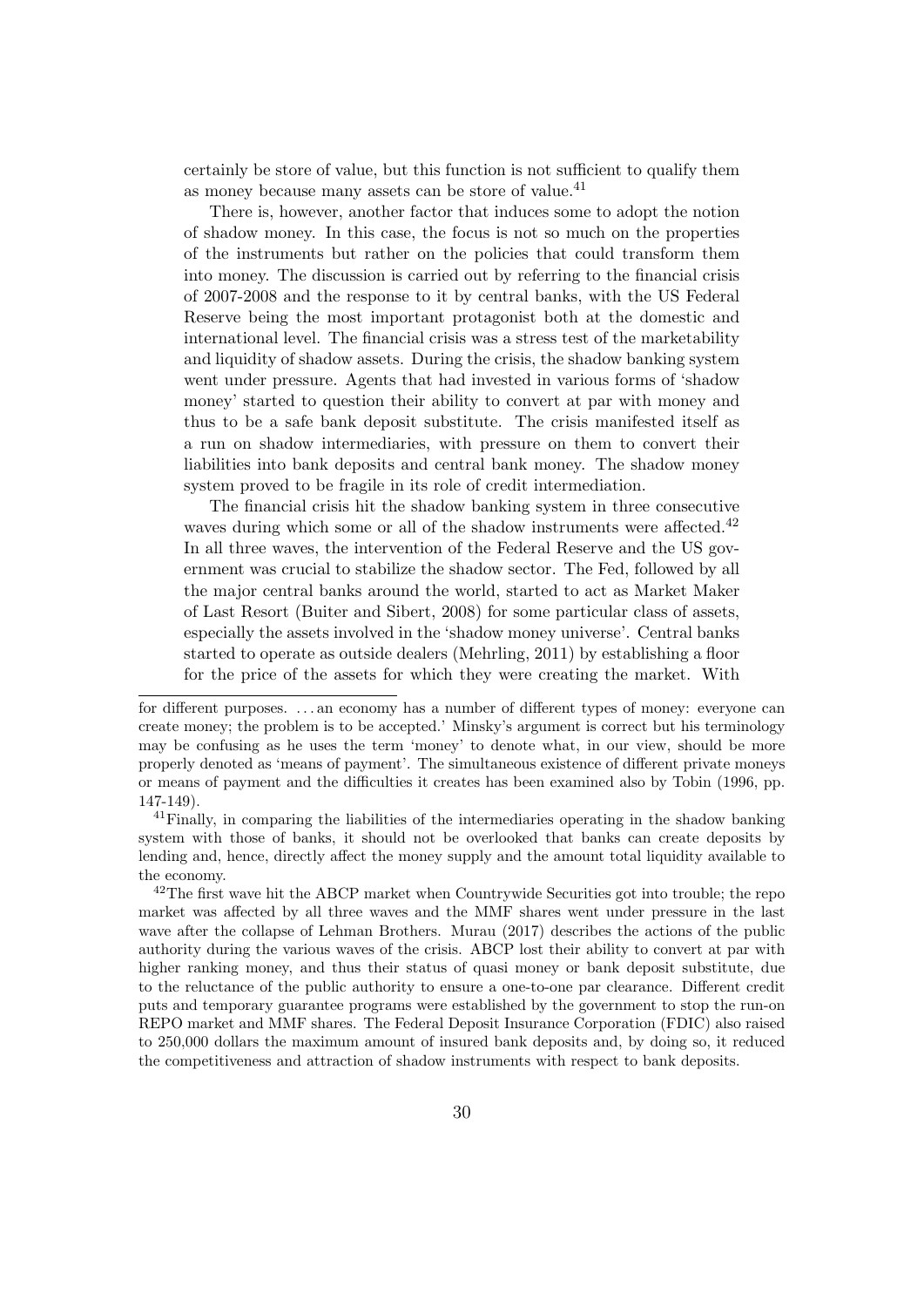certainly be store of value, but this function is not sufficient to qualify them as money because many assets can be store of value.[41]

There is, however, another factor that induces some to adopt the notion of shadow money. In this case, the focus is not so much on the properties of the instruments but rather on the policies that could transform them into money. The discussion is carried out by referring to the financial crisis of 2007-2008 and the response to it by central banks, with the US Federal Reserve being the most important protagonist both at the domestic and international level. The financial crisis was a stress test of the marketability and liquidity of shadow assets. During the crisis, the shadow banking system went under pressure. Agents that had invested in various forms of 'shadow money' started to question their ability to convert at par with money and thus to be a safe bank deposit substitute. The crisis manifested itself as a run on shadow intermediaries, with pressure on them to convert their liabilities into bank deposits and central bank money. The shadow money system proved to be fragile in its role of credit intermediation.

The financial crisis hit the shadow banking system in three consecutive waves during which some or all of the shadow instruments were affected.[42] In all three waves, the intervention of the Federal Reserve and the US government was crucial to stabilize the shadow sector. The Fed, followed by all the major central banks around the world, started to act as Market Maker of Last Resort (Buiter and Sibert, 2008) for some particular class of assets, especially the assets involved in the 'shadow money universe'. Central banks started to operate as outside dealers (Mehrling, 2011) by establishing a floor for the price of the assets for which they were creating the market. With

---

for different purposes. ... an economy has a number of different types of money: everyone can create money; the problem is to be accepted.' Minsky's argument is correct but his terminology may be confusing as he uses the term 'money' to denote what, in our view, should be more properly denoted as 'means of payment'. The simultaneous existence of different private moneys or means of payment and the difficulties it creates has been examined also by Tobin (1996, pp. 147-149).

[41] Finally, in comparing the liabilities of the intermediaries operating in the shadow banking system with those of banks, it should not be overlooked that banks can create deposits by lending and, hence, directly affect the money supply and the amount total liquidity available to the economy.

[42] The first wave hit the ABCP market when Countrywide Securities got into trouble; the repo market was affected by all three waves and the MMF shares went under pressure in the last wave after the collapse of Lehman Brothers. Murau (2017) describes the actions of the public authority during the various waves of the crisis. ABCP lost their ability to convert at par with higher ranking money, and thus their status of quasi money or bank deposit substitute, due to the reluctance of the public authority to ensure a one-to-one par clearance. Different credit puts and temporary guarantee programs were established by the government to stop the run-on REPO market and MMF shares. The Federal Deposit Insurance Corporation (FDIC) also raised to 250,000 dollars the maximum amount of insured bank deposits and, by doing so, it reduced the competitiveness and attraction of shadow instruments with respect to bank deposits.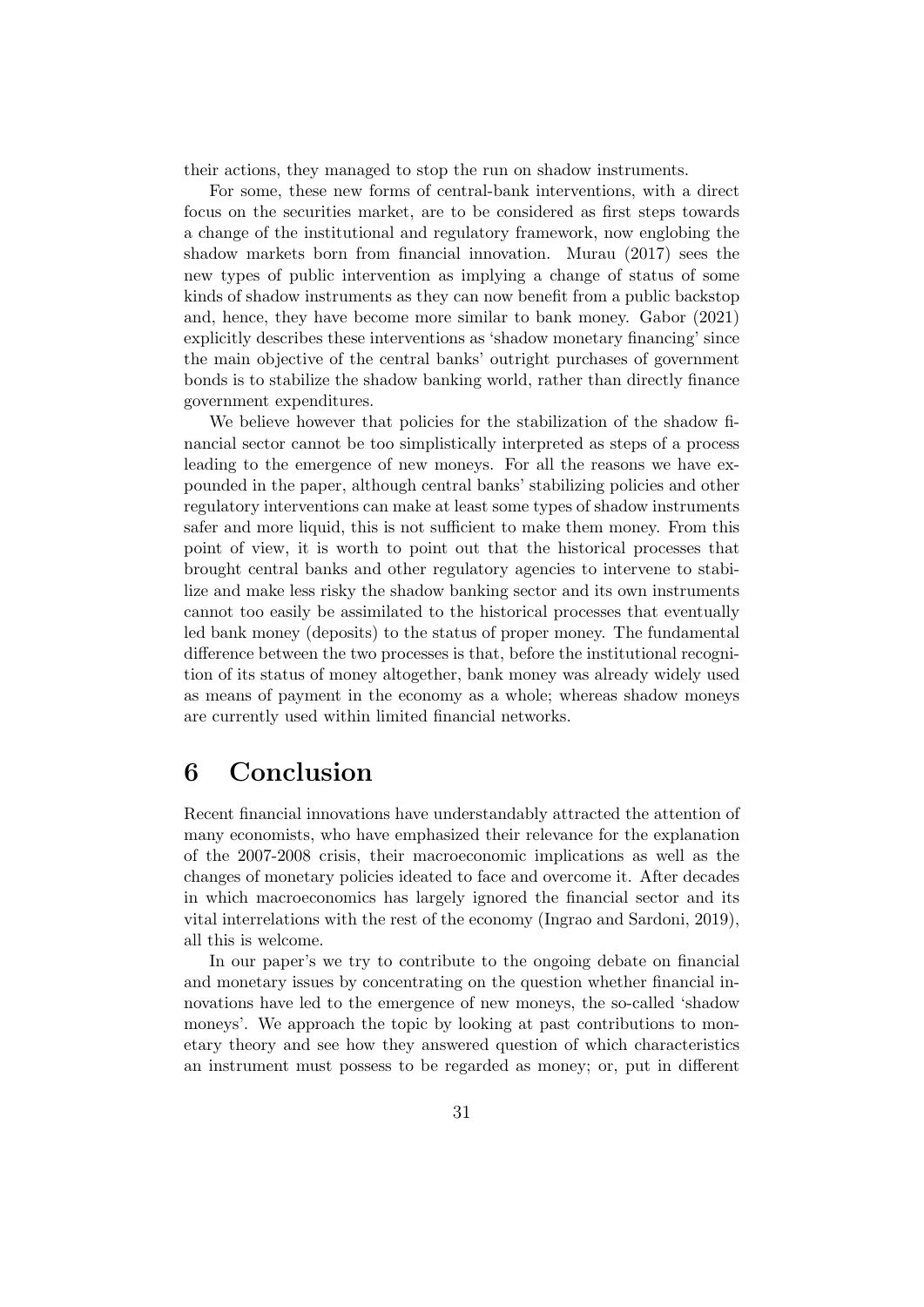their actions, they managed to stop the run on shadow instruments.

For some, these new forms of central-bank interventions, with a direct focus on the securities market, are to be considered as first steps towards a change of the institutional and regulatory framework, now englobing the shadow markets born from financial innovation. Murau (2017) sees the new types of public intervention as implying a change of status of some kinds of shadow instruments as they can now benefit from a public backstop and, hence, they have become more similar to bank money. Gabor (2021) explicitly describes these interventions as 'shadow monetary financing' since the main objective of the central banks' outright purchases of government bonds is to stabilize the shadow banking world, rather than directly finance government expenditures.

We believe however that policies for the stabilization of the shadow financial sector cannot be too simplistically interpreted as steps of a process leading to the emergence of new moneys. For all the reasons we have expounded in the paper, although central banks' stabilizing policies and other regulatory interventions can make at least some types of shadow instruments safer and more liquid, this is not sufficient to make them money. From this point of view, it is worth to point out that the historical processes that brought central banks and other regulatory agencies to intervene to stabilize and make less risky the shadow banking sector and its own instruments cannot too easily be assimilated to the historical processes that eventually led bank money (deposits) to the status of proper money. The fundamental difference between the two processes is that, before the institutional recognition of its status of money altogether, bank money was already widely used as means of payment in the economy as a whole; whereas shadow moneys are currently used within limited financial networks.

# 6 Conclusion

Recent financial innovations have understandably attracted the attention of many economists, who have emphasized their relevance for the explanation of the 2007-2008 crisis, their macroeconomic implications as well as the changes of monetary policies ideated to face and overcome it. After decades in which macroeconomics has largely ignored the financial sector and its vital interrelations with the rest of the economy (Ingrao and Sardoni, 2019), all this is welcome.

In our paper's we try to contribute to the ongoing debate on financial and monetary issues by concentrating on the question whether financial innovations have led to the emergence of new moneys, the so-called 'shadow moneys'. We approach the topic by looking at past contributions to monetary theory and see how they answered question of which characteristics an instrument must possess to be regarded as money; or, put in different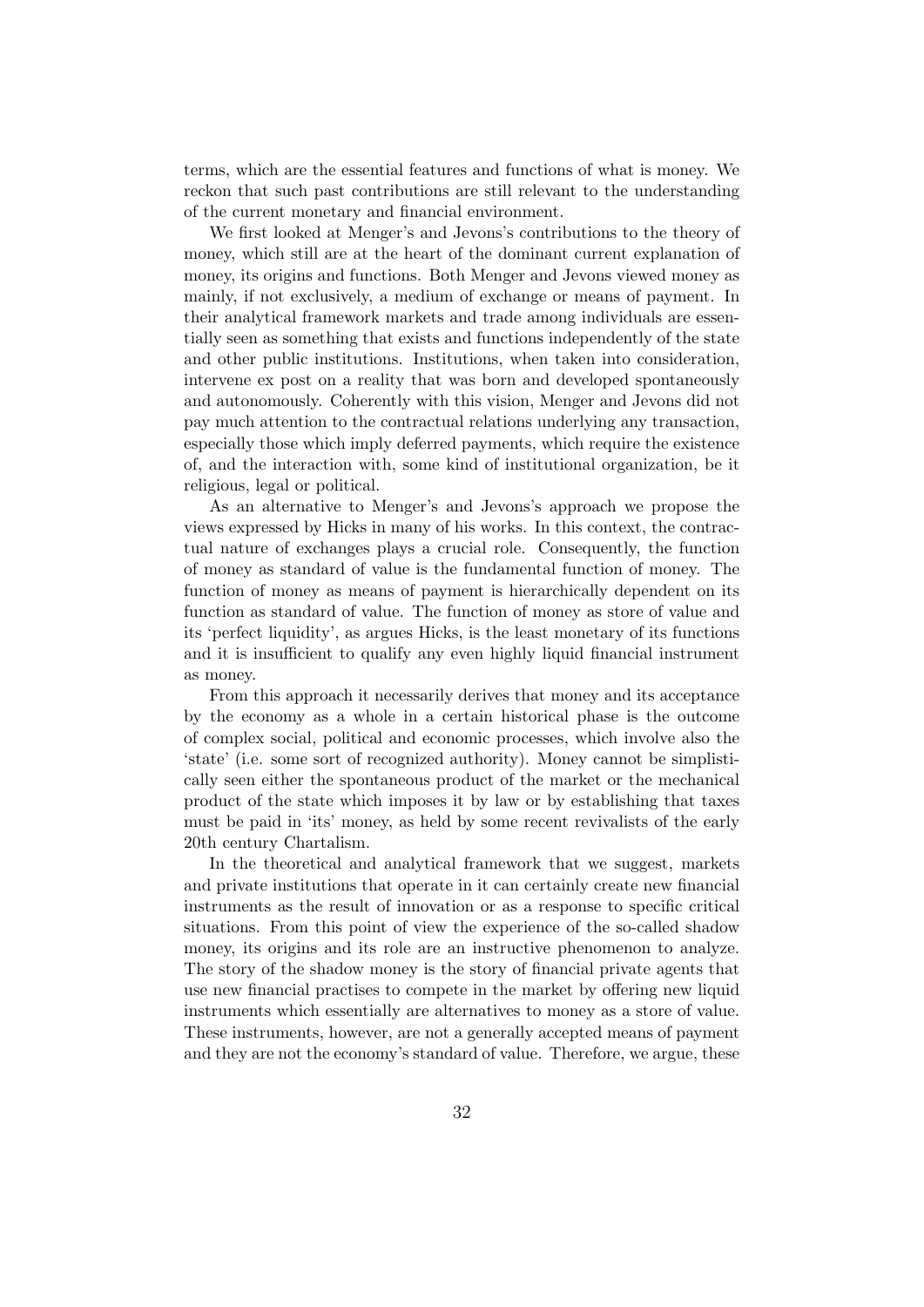terms, which are the essential features and functions of what is money. We reckon that such past contributions are still relevant to the understanding of the current monetary and financial environment.

We first looked at Menger's and Jevons's contributions to the theory of money, which still are at the heart of the dominant current explanation of money, its origins and functions. Both Menger and Jevons viewed money as mainly, if not exclusively, a medium of exchange or means of payment. In their analytical framework markets and trade among individuals are essentially seen as something that exists and functions independently of the state and other public institutions. Institutions, when taken into consideration, intervene ex post on a reality that was born and developed spontaneously and autonomously. Coherently with this vision, Menger and Jevons did not pay much attention to the contractual relations underlying any transaction, especially those which imply deferred payments, which require the existence of, and the interaction with, some kind of institutional organization, be it religious, legal or political.

As an alternative to Menger's and Jevons's approach we propose the views expressed by Hicks in many of his works. In this context, the contractual nature of exchanges plays a crucial role. Consequently, the function of money as standard of value is the fundamental function of money. The function of money as means of payment is hierarchically dependent on its function as standard of value. The function of money as store of value and its 'perfect liquidity', as argues Hicks, is the least monetary of its functions and it is insufficient to qualify any even highly liquid financial instrument as money.

From this approach it necessarily derives that money and its acceptance by the economy as a whole in a certain historical phase is the outcome of complex social, political and economic processes, which involve also the 'state' (i.e. some sort of recognized authority). Money cannot be simplistically seen either the spontaneous product of the market or the mechanical product of the state which imposes it by law or by establishing that taxes must be paid in 'its' money, as held by some recent revivalists of the early 20th century Chartalism.

In the theoretical and analytical framework that we suggest, markets and private institutions that operate in it can certainly create new financial instruments as the result of innovation or as a response to specific critical situations. From this point of view the experience of the so-called shadow money, its origins and its role are an instructive phenomenon to analyze. The story of the shadow money is the story of financial private agents that use new financial practises to compete in the market by offering new liquid instruments which essentially are alternatives to money as a store of value. These instruments, however, are not a generally accepted means of payment and they are not the economy's standard of value. Therefore, we argue, these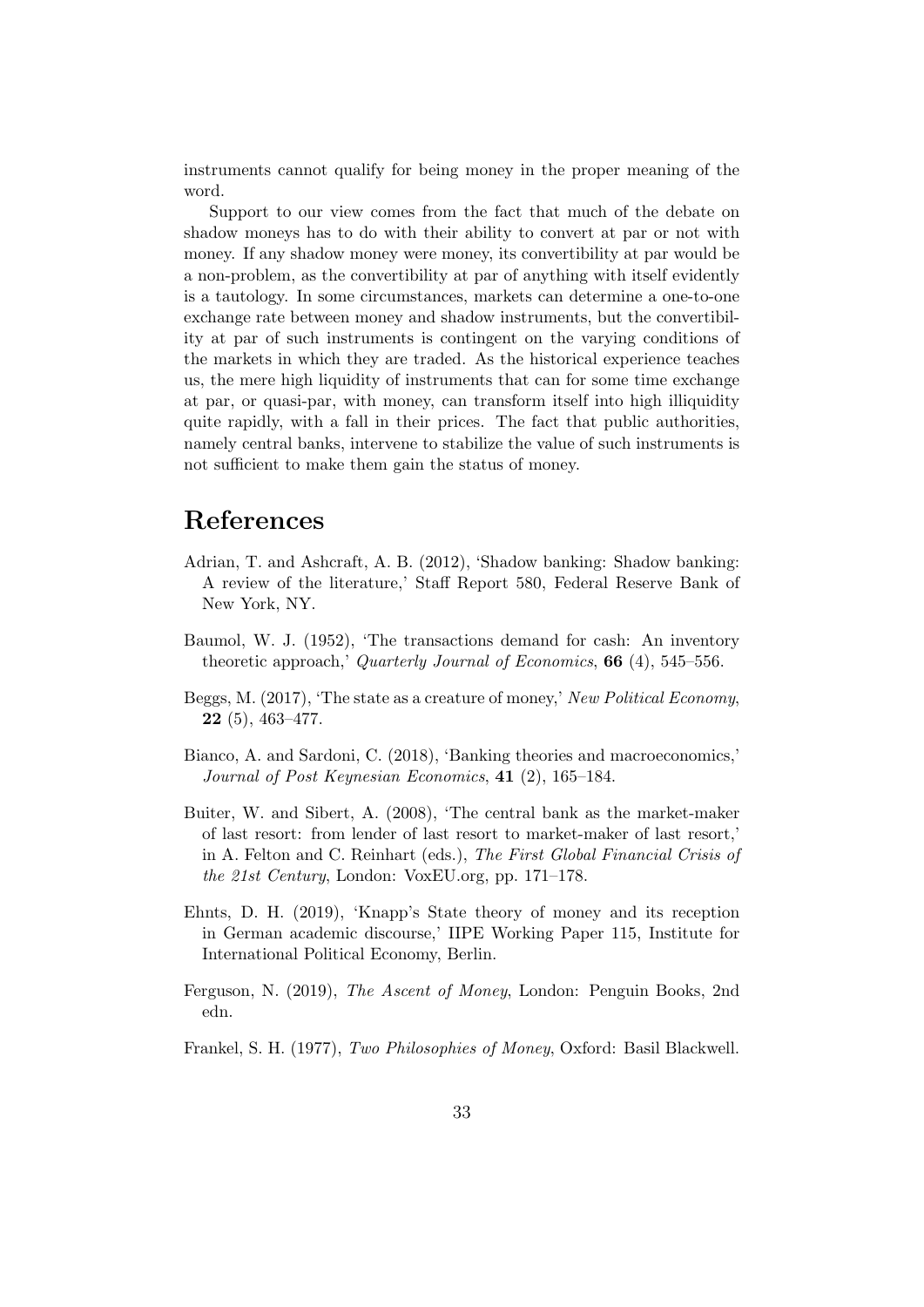instruments cannot qualify for being money in the proper meaning of the word.

Support to our view comes from the fact that much of the debate on shadow moneys has to do with their ability to convert at par or not with money. If any shadow money were money, its convertibility at par would be a non-problem, as the convertibility at par of anything with itself evidently is a tautology. In some circumstances, markets can determine a one-to-one exchange rate between money and shadow instruments, but the convertibility at par of such instruments is contingent on the varying conditions of the markets in which they are traded. As the historical experience teaches us, the mere high liquidity of instruments that can for some time exchange at par, or quasi-par, with money, can transform itself into high illiquidity quite rapidly, with a fall in their prices. The fact that public authorities, namely central banks, intervene to stabilize the value of such instruments is not sufficient to make them gain the status of money.

# References

Adrian, T. and Ashcraft, A. B. (2012), 'Shadow banking: Shadow banking: A review of the literature,' Staff Report 580, Federal Reserve Bank of New York, NY.

Baumol, W. J. (1952), 'The transactions demand for cash: An inventory theoretic approach,' *Quarterly Journal of Economics*, **66** (4), 545–556.

Beggs, M. (2017), 'The state as a creature of money,' *New Political Economy*, **22** (5), 463–477.

Bianco, A. and Sardoni, C. (2018), 'Banking theories and macroeconomics,' *Journal of Post Keynesian Economics*, **41** (2), 165–184.

Buiter, W. and Sibert, A. (2008), 'The central bank as the market-maker of last resort: from lender of last resort to market-maker of last resort,' in A. Felton and C. Reinhart (eds.), *The First Global Financial Crisis of the 21st Century*, London: VoxEU.org, pp. 171–178.

Ehnts, D. H. (2019), 'Knapp's State theory of money and its reception in German academic discourse,' IIPE Working Paper 115, Institute for International Political Economy, Berlin.

Ferguson, N. (2019), *The Ascent of Money*, London: Penguin Books, 2nd edn.

Frankel, S. H. (1977), *Two Philosophies of Money*, Oxford: Basil Blackwell.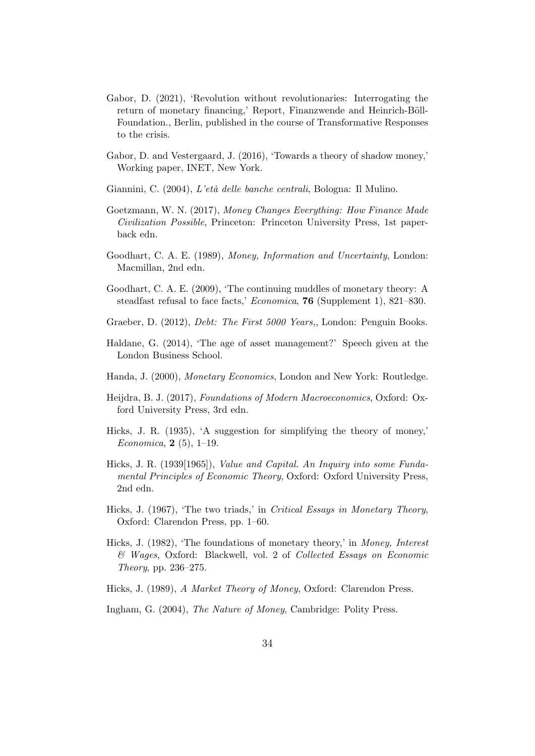Gabor, D. (2021), 'Revolution without revolutionaries: Interrogating the return of monetary financing,' Report, Finanzwende and Heinrich-Böll-Foundation., Berlin, published in the course of Transformative Responses to the crisis.

Gabor, D. and Vestergaard, J. (2016), 'Towards a theory of shadow money,' Working paper, INET, New York.

Giannini, C. (2004), *L'età delle banche centrali*, Bologna: Il Mulino.

Goetzmann, W. N. (2017), *Money Changes Everything: How Finance Made Civilization Possible*, Princeton: Princeton University Press, 1st paperback edn.

Goodhart, C. A. E. (1989), *Money, Information and Uncertainty*, London: Macmillan, 2nd edn.

Goodhart, C. A. E. (2009), 'The continuing muddles of monetary theory: A steadfast refusal to face facts,' *Economica*, **76** (Supplement 1), 821–830.

Graeber, D. (2012), *Debt: The First 5000 Years,*, London: Penguin Books.

Haldane, G. (2014), 'The age of asset management?' Speech given at the London Business School.

Handa, J. (2000), *Monetary Economics*, London and New York: Routledge.

Heijdra, B. J. (2017), *Foundations of Modern Macroeconomics*, Oxford: Oxford University Press, 3rd edn.

Hicks, J. R. (1935), 'A suggestion for simplifying the theory of money,' *Economica*, **2** (5), 1–19.

Hicks, J. R. (1939[1965]), *Value and Capital. An Inquiry into some Fundamental Principles of Economic Theory*, Oxford: Oxford University Press, 2nd edn.

Hicks, J. (1967), 'The two triads,' in *Critical Essays in Monetary Theory*, Oxford: Clarendon Press, pp. 1–60.

Hicks, J. (1982), 'The foundations of monetary theory,' in *Money, Interest & Wages*, Oxford: Blackwell, vol. 2 of *Collected Essays on Economic Theory*, pp. 236–275.

Hicks, J. (1989), *A Market Theory of Money*, Oxford: Clarendon Press.

Ingham, G. (2004), *The Nature of Money*, Cambridge: Polity Press.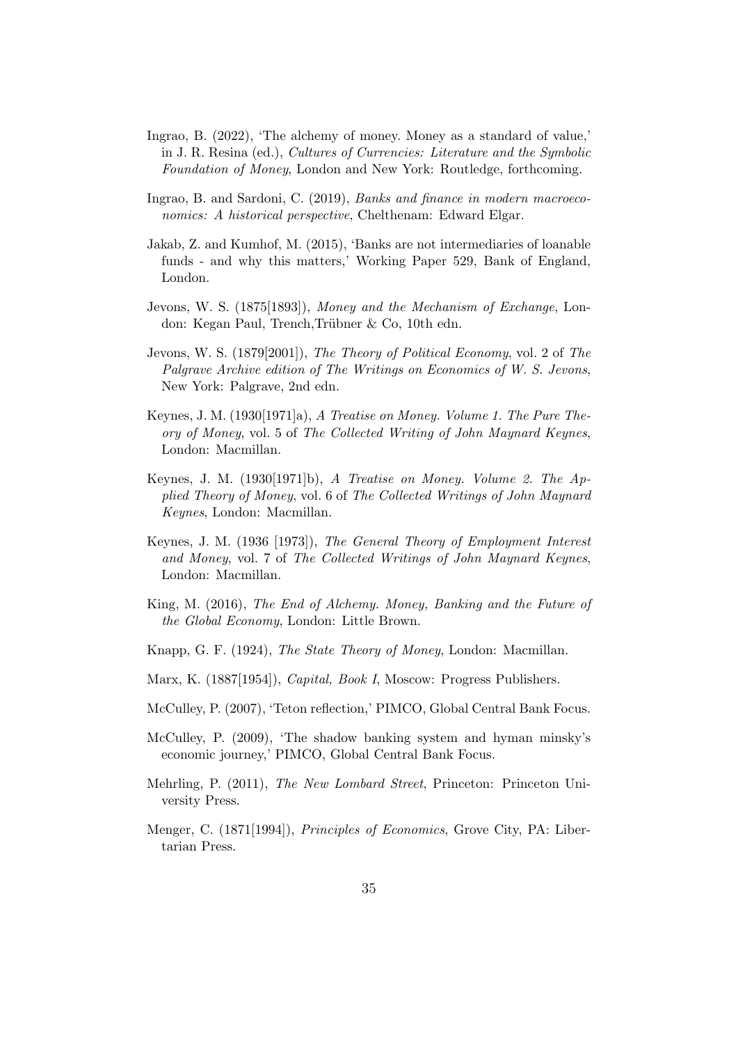Ingrao, B. (2022), 'The alchemy of money. Money as a standard of value,' in J. R. Resina (ed.), *Cultures of Currencies: Literature and the Symbolic Foundation of Money*, London and New York: Routledge, forthcoming.

Ingrao, B. and Sardoni, C. (2019), *Banks and finance in modern macroeconomics: A historical perspective*, Chelthenam: Edward Elgar.

Jakab, Z. and Kumhof, M. (2015), 'Banks are not intermediaries of loanable funds - and why this matters,' Working Paper 529, Bank of England, London.

Jevons, W. S. (1875[1893]), *Money and the Mechanism of Exchange*, London: Kegan Paul, Trench,Trübner & Co, 10th edn.

Jevons, W. S. (1879[2001]), *The Theory of Political Economy*, vol. 2 of *The Palgrave Archive edition of The Writings on Economics of W. S. Jevons*, New York: Palgrave, 2nd edn.

Keynes, J. M. (1930[1971]a), *A Treatise on Money. Volume 1. The Pure Theory of Money*, vol. 5 of *The Collected Writing of John Maynard Keynes*, London: Macmillan.

Keynes, J. M. (1930[1971]b), *A Treatise on Money. Volume 2. The Applied Theory of Money*, vol. 6 of *The Collected Writings of John Maynard Keynes*, London: Macmillan.

Keynes, J. M. (1936 [1973]), *The General Theory of Employment Interest and Money*, vol. 7 of *The Collected Writings of John Maynard Keynes*, London: Macmillan.

King, M. (2016), *The End of Alchemy. Money, Banking and the Future of the Global Economy*, London: Little Brown.

Knapp, G. F. (1924), *The State Theory of Money*, London: Macmillan.

Marx, K. (1887[1954]), *Capital, Book I*, Moscow: Progress Publishers.

McCulley, P. (2007), 'Teton reflection,' PIMCO, Global Central Bank Focus.

McCulley, P. (2009), 'The shadow banking system and hyman minsky's economic journey,' PIMCO, Global Central Bank Focus.

Mehrling, P. (2011), *The New Lombard Street*, Princeton: Princeton University Press.

Menger, C. (1871[1994]), *Principles of Economics*, Grove City, PA: Libertarian Press.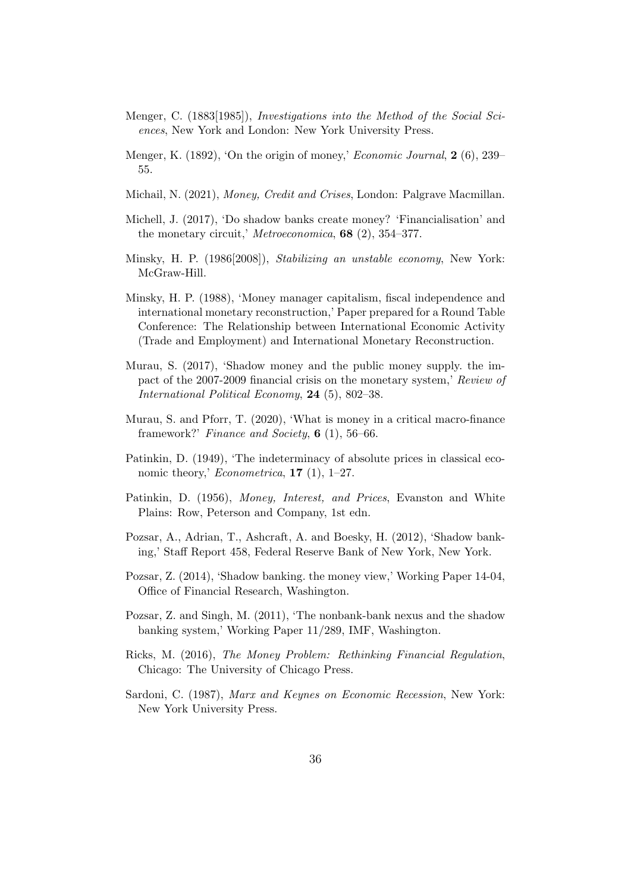Menger, C. (1883[1985]), *Investigations into the Method of the Social Sciences*, New York and London: New York University Press.

Menger, K. (1892), 'On the origin of money,' *Economic Journal*, **2** (6), 239–55.

Michail, N. (2021), *Money, Credit and Crises*, London: Palgrave Macmillan.

Michell, J. (2017), 'Do shadow banks create money? 'Financialisation' and the monetary circuit,' *Metroeconomica*, **68** (2), 354–377.

Minsky, H. P. (1986[2008]), *Stabilizing an unstable economy*, New York: McGraw-Hill.

Minsky, H. P. (1988), 'Money manager capitalism, fiscal independence and international monetary reconstruction,' Paper prepared for a Round Table Conference: The Relationship between International Economic Activity (Trade and Employment) and International Monetary Reconstruction.

Murau, S. (2017), 'Shadow money and the public money supply. the impact of the 2007-2009 financial crisis on the monetary system,' *Review of International Political Economy*, **24** (5), 802–38.

Murau, S. and Pforr, T. (2020), 'What is money in a critical macro-finance framework?' *Finance and Society*, **6** (1), 56–66.

Patinkin, D. (1949), 'The indeterminacy of absolute prices in classical economic theory,' *Econometrica*, **17** (1), 1–27.

Patinkin, D. (1956), *Money, Interest, and Prices*, Evanston and White Plains: Row, Peterson and Company, 1st edn.

Pozsar, A., Adrian, T., Ashcraft, A. and Boesky, H. (2012), 'Shadow banking,' Staff Report 458, Federal Reserve Bank of New York, New York.

Pozsar, Z. (2014), 'Shadow banking. the money view,' Working Paper 14-04, Office of Financial Research, Washington.

Pozsar, Z. and Singh, M. (2011), 'The nonbank-bank nexus and the shadow banking system,' Working Paper 11/289, IMF, Washington.

Ricks, M. (2016), *The Money Problem: Rethinking Financial Regulation*, Chicago: The University of Chicago Press.

Sardoni, C. (1987), *Marx and Keynes on Economic Recession*, New York: New York University Press.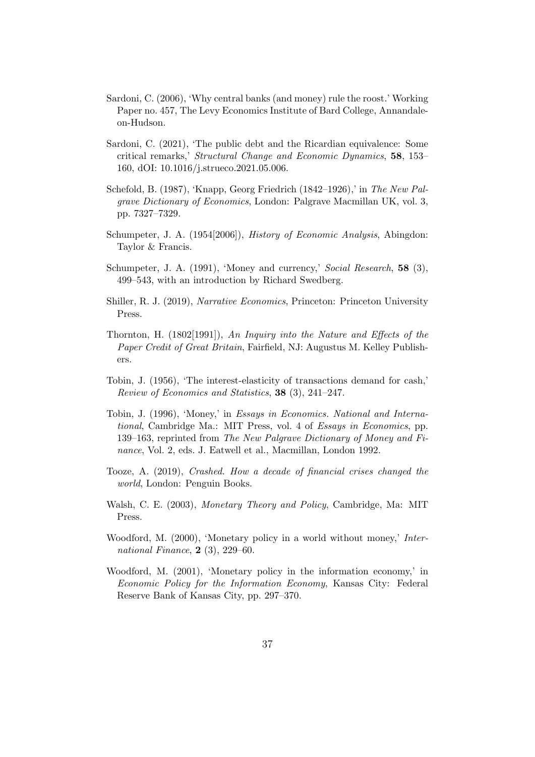Sardoni, C. (2006), 'Why central banks (and money) rule the roost.' Working Paper no. 457, The Levy Economics Institute of Bard College, Annandale-on-Hudson.

Sardoni, C. (2021), 'The public debt and the Ricardian equivalence: Some critical remarks,' *Structural Change and Economic Dynamics*, **58**, 153–160, dOI: 10.1016/j.strueco.2021.05.006.

Schefold, B. (1987), 'Knapp, Georg Friedrich (1842–1926),' in *The New Palgrave Dictionary of Economics*, London: Palgrave Macmillan UK, vol. 3, pp. 7327–7329.

Schumpeter, J. A. (1954[2006]), *History of Economic Analysis*, Abingdon: Taylor & Francis.

Schumpeter, J. A. (1991), 'Money and currency,' *Social Research*, **58** (3), 499–543, with an introduction by Richard Swedberg.

Shiller, R. J. (2019), *Narrative Economics*, Princeton: Princeton University Press.

Thornton, H. (1802[1991]), *An Inquiry into the Nature and Effects of the Paper Credit of Great Britain*, Fairfield, NJ: Augustus M. Kelley Publishers.

Tobin, J. (1956), 'The interest-elasticity of transactions demand for cash,' *Review of Economics and Statistics*, **38** (3), 241–247.

Tobin, J. (1996), 'Money,' in *Essays in Economics. National and International*, Cambridge Ma.: MIT Press, vol. 4 of *Essays in Economics*, pp. 139–163, reprinted from *The New Palgrave Dictionary of Money and Finance*, Vol. 2, eds. J. Eatwell et al., Macmillan, London 1992.

Tooze, A. (2019), *Crashed. How a decade of financial crises changed the world*, London: Penguin Books.

Walsh, C. E. (2003), *Monetary Theory and Policy*, Cambridge, Ma: MIT Press.

Woodford, M. (2000), 'Monetary policy in a world without money,' *International Finance*, **2** (3), 229–60.

Woodford, M. (2001), 'Monetary policy in the information economy,' in *Economic Policy for the Information Economy*, Kansas City: Federal Reserve Bank of Kansas City, pp. 297–370.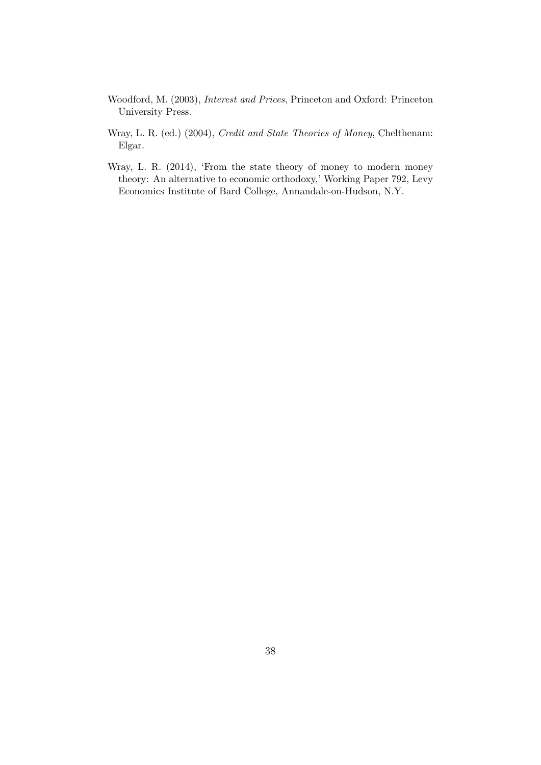Woodford, M. (2003), *Interest and Prices*, Princeton and Oxford: Princeton University Press.

Wray, L. R. (ed.) (2004), *Credit and State Theories of Money*, Chelthenam: Elgar.

Wray, L. R. (2014), 'From the state theory of money to modern money theory: An alternative to economic orthodoxy,' Working Paper 792, Levy Economics Institute of Bard College, Annandale-on-Hudson, N.Y.